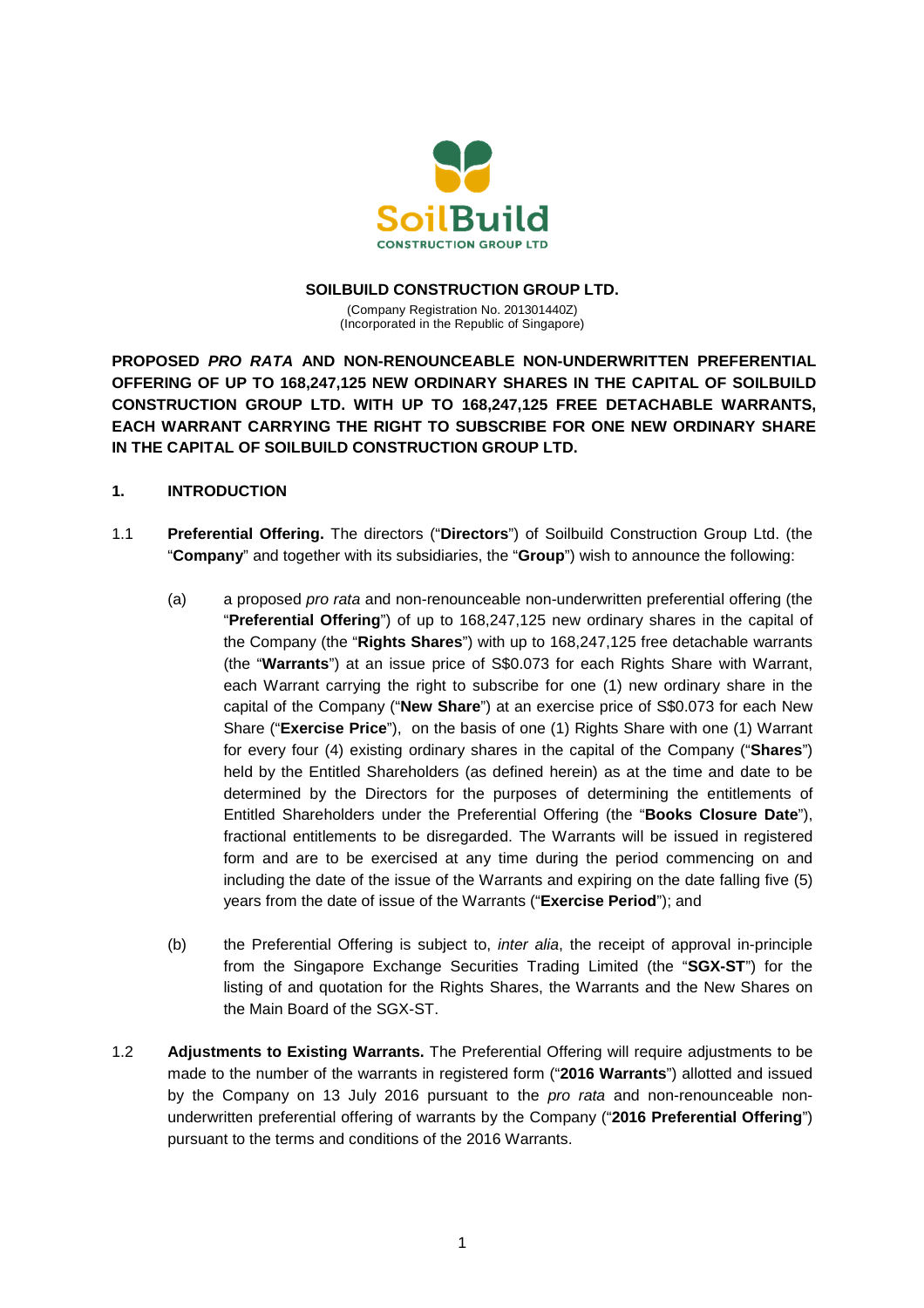**SOILBUILD CONSTRUCTION GROUP LTD.**

(Company Registration No. 201301440Z)
(Incorporated in the Republic of Singapore)

**PROPOSED *PRO RATA* AND NON-RENOUNCEABLE NON-UNDERWRITTEN PREFERENTIAL OFFERING OF UP TO 168,247,125 NEW ORDINARY SHARES IN THE CAPITAL OF SOILBUILD CONSTRUCTION GROUP LTD. WITH UP TO 168,247,125 FREE DETACHABLE WARRANTS, EACH WARRANT CARRYING THE RIGHT TO SUBSCRIBE FOR ONE NEW ORDINARY SHARE IN THE CAPITAL OF SOILBUILD CONSTRUCTION GROUP LTD.**

## 1. INTRODUCTION

1.1 **Preferential Offering.** The directors ("**Directors**") of Soilbuild Construction Group Ltd. (the "**Company**" and together with its subsidiaries, the "**Group**") wish to announce the following:

(a) a proposed *pro rata* and non-renounceable non-underwritten preferential offering (the "**Preferential Offering**") of up to 168,247,125 new ordinary shares in the capital of the Company (the "**Rights Shares**") with up to 168,247,125 free detachable warrants (the "**Warrants**") at an issue price of S$0.073 for each Rights Share with Warrant, each Warrant carrying the right to subscribe for one (1) new ordinary share in the capital of the Company ("**New Share**") at an exercise price of S$0.073 for each New Share ("**Exercise Price**"), on the basis of one (1) Rights Share with one (1) Warrant for every four (4) existing ordinary shares in the capital of the Company ("**Shares**") held by the Entitled Shareholders (as defined herein) as at the time and date to be determined by the Directors for the purposes of determining the entitlements of Entitled Shareholders under the Preferential Offering (the "**Books Closure Date**"), fractional entitlements to be disregarded. The Warrants will be issued in registered form and are to be exercised at any time during the period commencing on and including the date of the issue of the Warrants and expiring on the date falling five (5) years from the date of issue of the Warrants ("**Exercise Period**"); and

(b) the Preferential Offering is subject to, *inter alia*, the receipt of approval in-principle from the Singapore Exchange Securities Trading Limited (the "**SGX-ST**") for the listing of and quotation for the Rights Shares, the Warrants and the New Shares on the Main Board of the SGX-ST.

1.2 **Adjustments to Existing Warrants.** The Preferential Offering will require adjustments to be made to the number of the warrants in registered form ("**2016 Warrants**") allotted and issued by the Company on 13 July 2016 pursuant to the *pro rata* and non-renounceable non-underwritten preferential offering of warrants by the Company ("**2016 Preferential Offering**") pursuant to the terms and conditions of the 2016 Warrants.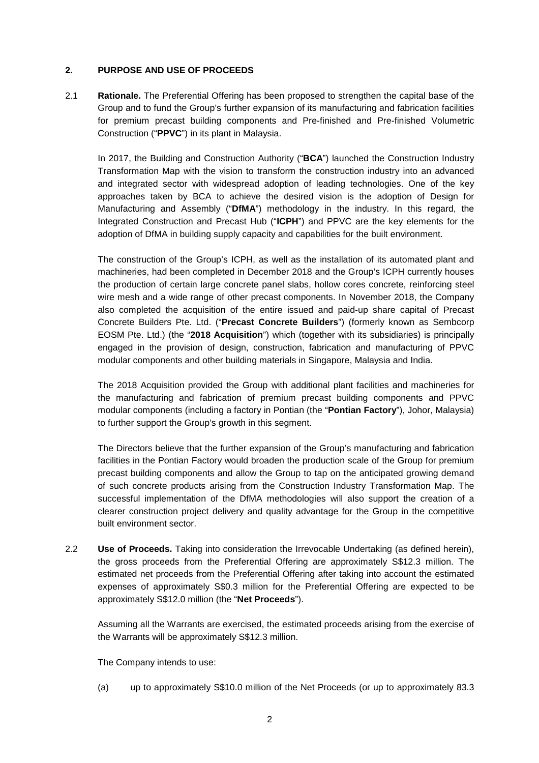## 2. PURPOSE AND USE OF PROCEEDS

2.1 **Rationale.** The Preferential Offering has been proposed to strengthen the capital base of the Group and to fund the Group's further expansion of its manufacturing and fabrication facilities for premium precast building components and Pre-finished and Pre-finished Volumetric Construction ("**PPVC**") in its plant in Malaysia.

In 2017, the Building and Construction Authority ("**BCA**") launched the Construction Industry Transformation Map with the vision to transform the construction industry into an advanced and integrated sector with widespread adoption of leading technologies. One of the key approaches taken by BCA to achieve the desired vision is the adoption of Design for Manufacturing and Assembly ("**DfMA**") methodology in the industry. In this regard, the Integrated Construction and Precast Hub ("**ICPH**") and PPVC are the key elements for the adoption of DfMA in building supply capacity and capabilities for the built environment.

The construction of the Group's ICPH, as well as the installation of its automated plant and machineries, had been completed in December 2018 and the Group's ICPH currently houses the production of certain large concrete panel slabs, hollow cores concrete, reinforcing steel wire mesh and a wide range of other precast components. In November 2018, the Company also completed the acquisition of the entire issued and paid-up share capital of Precast Concrete Builders Pte. Ltd. ("**Precast Concrete Builders**") (formerly known as Sembcorp EOSM Pte. Ltd.) (the "**2018 Acquisition**") which (together with its subsidiaries) is principally engaged in the provision of design, construction, fabrication and manufacturing of PPVC modular components and other building materials in Singapore, Malaysia and India.

The 2018 Acquisition provided the Group with additional plant facilities and machineries for the manufacturing and fabrication of premium precast building components and PPVC modular components (including a factory in Pontian (the "**Pontian Factory**"), Johor, Malaysia) to further support the Group's growth in this segment.

The Directors believe that the further expansion of the Group's manufacturing and fabrication facilities in the Pontian Factory would broaden the production scale of the Group for premium precast building components and allow the Group to tap on the anticipated growing demand of such concrete products arising from the Construction Industry Transformation Map. The successful implementation of the DfMA methodologies will also support the creation of a clearer construction project delivery and quality advantage for the Group in the competitive built environment sector.

2.2 **Use of Proceeds.** Taking into consideration the Irrevocable Undertaking (as defined herein), the gross proceeds from the Preferential Offering are approximately S$12.3 million. The estimated net proceeds from the Preferential Offering after taking into account the estimated expenses of approximately S$0.3 million for the Preferential Offering are expected to be approximately S$12.0 million (the "**Net Proceeds**").

Assuming all the Warrants are exercised, the estimated proceeds arising from the exercise of the Warrants will be approximately S$12.3 million.

The Company intends to use:

(a) up to approximately S$10.0 million of the Net Proceeds (or up to approximately 83.3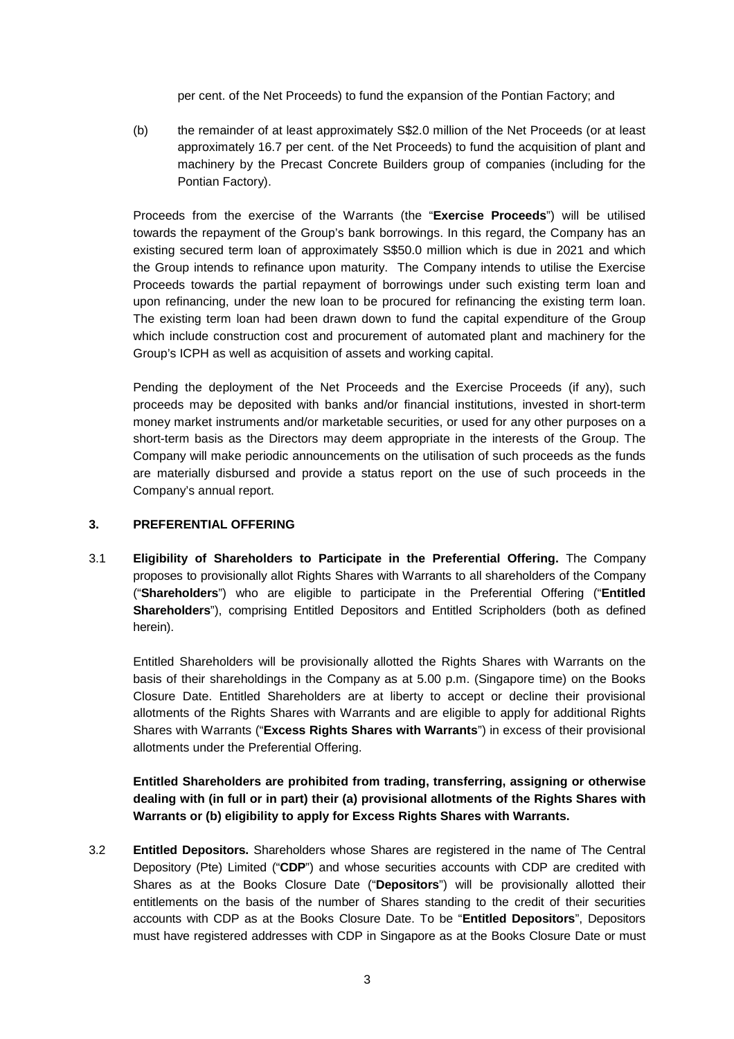per cent. of the Net Proceeds) to fund the expansion of the Pontian Factory; and

(b) the remainder of at least approximately S$2.0 million of the Net Proceeds (or at least approximately 16.7 per cent. of the Net Proceeds) to fund the acquisition of plant and machinery by the Precast Concrete Builders group of companies (including for the Pontian Factory).

Proceeds from the exercise of the Warrants (the "**Exercise Proceeds**") will be utilised towards the repayment of the Group's bank borrowings. In this regard, the Company has an existing secured term loan of approximately S$50.0 million which is due in 2021 and which the Group intends to refinance upon maturity. The Company intends to utilise the Exercise Proceeds towards the partial repayment of borrowings under such existing term loan and upon refinancing, under the new loan to be procured for refinancing the existing term loan. The existing term loan had been drawn down to fund the capital expenditure of the Group which include construction cost and procurement of automated plant and machinery for the Group's ICPH as well as acquisition of assets and working capital.

Pending the deployment of the Net Proceeds and the Exercise Proceeds (if any), such proceeds may be deposited with banks and/or financial institutions, invested in short-term money market instruments and/or marketable securities, or used for any other purposes on a short-term basis as the Directors may deem appropriate in the interests of the Group. The Company will make periodic announcements on the utilisation of such proceeds as the funds are materially disbursed and provide a status report on the use of such proceeds in the Company's annual report.

## 3. PREFERENTIAL OFFERING

3.1 **Eligibility of Shareholders to Participate in the Preferential Offering.** The Company proposes to provisionally allot Rights Shares with Warrants to all shareholders of the Company ("**Shareholders**") who are eligible to participate in the Preferential Offering ("**Entitled Shareholders**"), comprising Entitled Depositors and Entitled Scripholders (both as defined herein).

Entitled Shareholders will be provisionally allotted the Rights Shares with Warrants on the basis of their shareholdings in the Company as at 5.00 p.m. (Singapore time) on the Books Closure Date. Entitled Shareholders are at liberty to accept or decline their provisional allotments of the Rights Shares with Warrants and are eligible to apply for additional Rights Shares with Warrants ("**Excess Rights Shares with Warrants**") in excess of their provisional allotments under the Preferential Offering.

**Entitled Shareholders are prohibited from trading, transferring, assigning or otherwise dealing with (in full or in part) their (a) provisional allotments of the Rights Shares with Warrants or (b) eligibility to apply for Excess Rights Shares with Warrants.**

3.2 **Entitled Depositors.** Shareholders whose Shares are registered in the name of The Central Depository (Pte) Limited ("**CDP**") and whose securities accounts with CDP are credited with Shares as at the Books Closure Date ("**Depositors**") will be provisionally allotted their entitlements on the basis of the number of Shares standing to the credit of their securities accounts with CDP as at the Books Closure Date. To be "**Entitled Depositors**", Depositors must have registered addresses with CDP in Singapore as at the Books Closure Date or must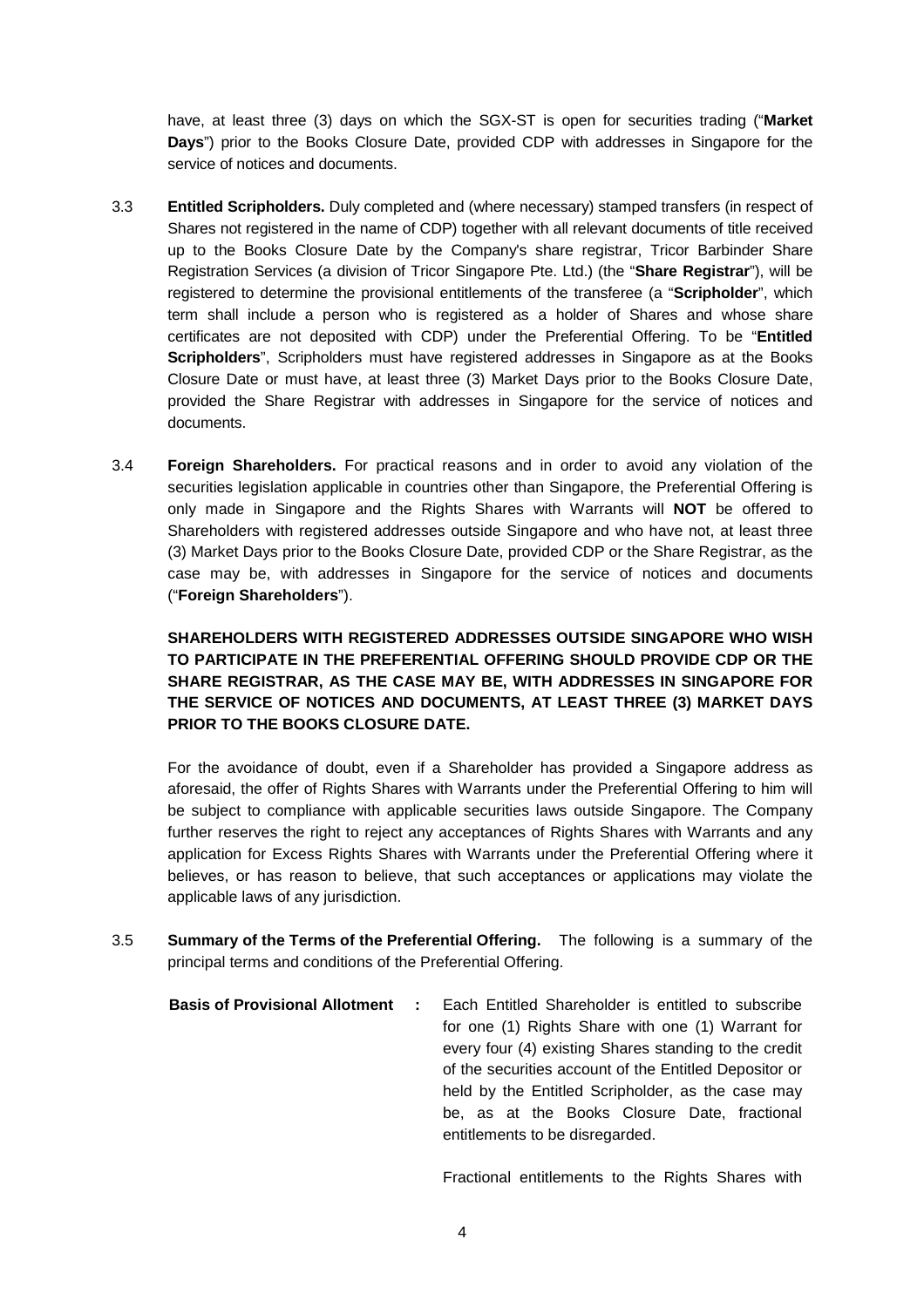have, at least three (3) days on which the SGX-ST is open for securities trading ("**Market Days**") prior to the Books Closure Date, provided CDP with addresses in Singapore for the service of notices and documents.

3.3 **Entitled Scripholders.** Duly completed and (where necessary) stamped transfers (in respect of Shares not registered in the name of CDP) together with all relevant documents of title received up to the Books Closure Date by the Company's share registrar, Tricor Barbinder Share Registration Services (a division of Tricor Singapore Pte. Ltd.) (the "**Share Registrar**"), will be registered to determine the provisional entitlements of the transferee (a "**Scripholder**", which term shall include a person who is registered as a holder of Shares and whose share certificates are not deposited with CDP) under the Preferential Offering. To be "**Entitled Scripholders**", Scripholders must have registered addresses in Singapore as at the Books Closure Date or must have, at least three (3) Market Days prior to the Books Closure Date, provided the Share Registrar with addresses in Singapore for the service of notices and documents.

3.4 **Foreign Shareholders.** For practical reasons and in order to avoid any violation of the securities legislation applicable in countries other than Singapore, the Preferential Offering is only made in Singapore and the Rights Shares with Warrants will **NOT** be offered to Shareholders with registered addresses outside Singapore and who have not, at least three (3) Market Days prior to the Books Closure Date, provided CDP or the Share Registrar, as the case may be, with addresses in Singapore for the service of notices and documents ("**Foreign Shareholders**").

**SHAREHOLDERS WITH REGISTERED ADDRESSES OUTSIDE SINGAPORE WHO WISH TO PARTICIPATE IN THE PREFERENTIAL OFFERING SHOULD PROVIDE CDP OR THE SHARE REGISTRAR, AS THE CASE MAY BE, WITH ADDRESSES IN SINGAPORE FOR THE SERVICE OF NOTICES AND DOCUMENTS, AT LEAST THREE (3) MARKET DAYS PRIOR TO THE BOOKS CLOSURE DATE.**

For the avoidance of doubt, even if a Shareholder has provided a Singapore address as aforesaid, the offer of Rights Shares with Warrants under the Preferential Offering to him will be subject to compliance with applicable securities laws outside Singapore. The Company further reserves the right to reject any acceptances of Rights Shares with Warrants and any application for Excess Rights Shares with Warrants under the Preferential Offering where it believes, or has reason to believe, that such acceptances or applications may violate the applicable laws of any jurisdiction.

3.5 **Summary of the Terms of the Preferential Offering.** The following is a summary of the principal terms and conditions of the Preferential Offering.

**Basis of Provisional Allotment :** Each Entitled Shareholder is entitled to subscribe for one (1) Rights Share with one (1) Warrant for every four (4) existing Shares standing to the credit of the securities account of the Entitled Depositor or held by the Entitled Scripholder, as the case may be, as at the Books Closure Date, fractional entitlements to be disregarded.

Fractional entitlements to the Rights Shares with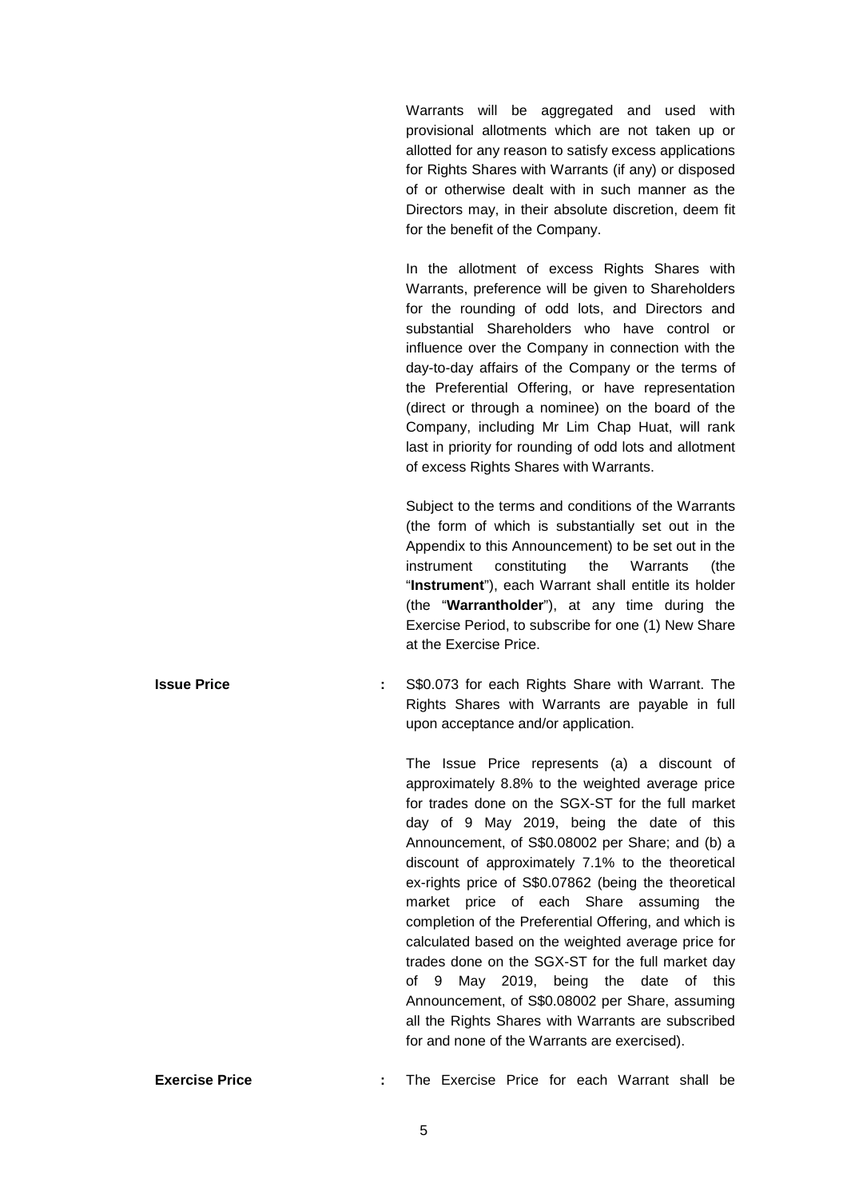Warrants will be aggregated and used with provisional allotments which are not taken up or allotted for any reason to satisfy excess applications for Rights Shares with Warrants (if any) or disposed of or otherwise dealt with in such manner as the Directors may, in their absolute discretion, deem fit for the benefit of the Company.

In the allotment of excess Rights Shares with Warrants, preference will be given to Shareholders for the rounding of odd lots, and Directors and substantial Shareholders who have control or influence over the Company in connection with the day-to-day affairs of the Company or the terms of the Preferential Offering, or have representation (direct or through a nominee) on the board of the Company, including Mr Lim Chap Huat, will rank last in priority for rounding of odd lots and allotment of excess Rights Shares with Warrants.

Subject to the terms and conditions of the Warrants (the form of which is substantially set out in the Appendix to this Announcement) to be set out in the instrument constituting the Warrants (the "**Instrument**"), each Warrant shall entitle its holder (the "**Warrantholder**"), at any time during the Exercise Period, to subscribe for one (1) New Share at the Exercise Price.

**Issue Price** : S$0.073 for each Rights Share with Warrant. The Rights Shares with Warrants are payable in full upon acceptance and/or application.

The Issue Price represents (a) a discount of approximately 8.8% to the weighted average price for trades done on the SGX-ST for the full market day of 9 May 2019, being the date of this Announcement, of S$0.08002 per Share; and (b) a discount of approximately 7.1% to the theoretical ex-rights price of S$0.07862 (being the theoretical market price of each Share assuming the completion of the Preferential Offering, and which is calculated based on the weighted average price for trades done on the SGX-ST for the full market day of 9 May 2019, being the date of this Announcement, of S$0.08002 per Share, assuming all the Rights Shares with Warrants are subscribed for and none of the Warrants are exercised).

**Exercise Price** : The Exercise Price for each Warrant shall be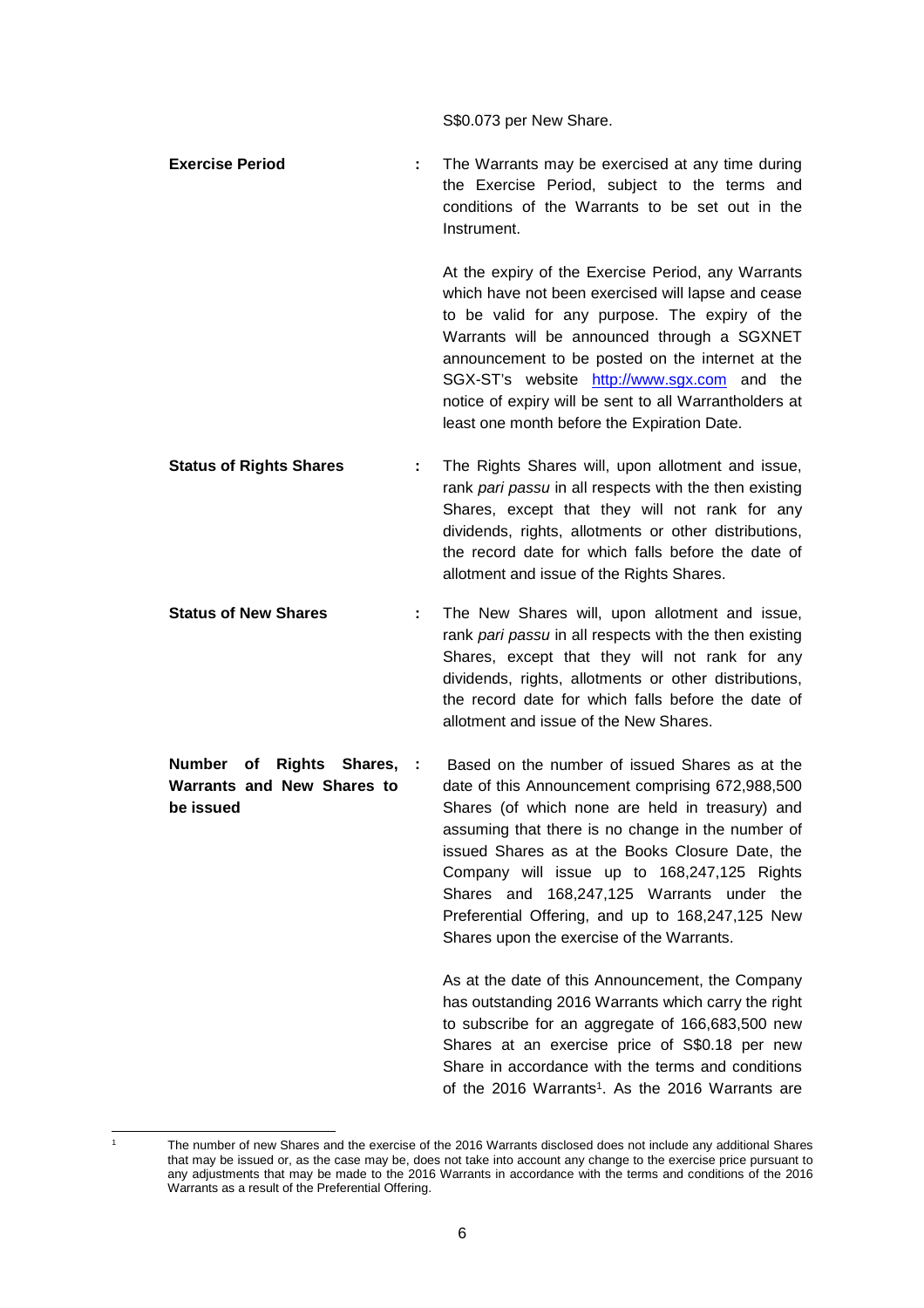S$0.073 per New Share.

| | | |
|---|---|---|
| **Exercise Period** | : | The Warrants may be exercised at any time during the Exercise Period, subject to the terms and conditions of the Warrants to be set out in the Instrument.<br><br>At the expiry of the Exercise Period, any Warrants which have not been exercised will lapse and cease to be valid for any purpose. The expiry of the Warrants will be announced through a SGXNET announcement to be posted on the internet at the SGX-ST's website http://www.sgx.com and the notice of expiry will be sent to all Warrantholders at least one month before the Expiration Date. |
| **Status of Rights Shares** | : | The Rights Shares will, upon allotment and issue, rank *pari passu* in all respects with the then existing Shares, except that they will not rank for any dividends, rights, allotments or other distributions, the record date for which falls before the date of allotment and issue of the Rights Shares. |
| **Status of New Shares** | : | The New Shares will, upon allotment and issue, rank *pari passu* in all respects with the then existing Shares, except that they will not rank for any dividends, rights, allotments or other distributions, the record date for which falls before the date of allotment and issue of the New Shares. |
| **Number of Rights Shares, Warrants and New Shares to be issued** | : | Based on the number of issued Shares as at the date of this Announcement comprising 672,988,500 Shares (of which none are held in treasury) and assuming that there is no change in the number of issued Shares as at the Books Closure Date, the Company will issue up to 168,247,125 Rights Shares and 168,247,125 Warrants under the Preferential Offering, and up to 168,247,125 New Shares upon the exercise of the Warrants.<br><br>As at the date of this Announcement, the Company has outstanding 2016 Warrants which carry the right to subscribe for an aggregate of 166,683,500 new Shares at an exercise price of S$0.18 per new Share in accordance with the terms and conditions of the 2016 Warrants[1]. As the 2016 Warrants are |

[1] The number of new Shares and the exercise of the 2016 Warrants disclosed does not include any additional Shares that may be issued or, as the case may be, does not take into account any change to the exercise price pursuant to any adjustments that may be made to the 2016 Warrants in accordance with the terms and conditions of the 2016 Warrants as a result of the Preferential Offering.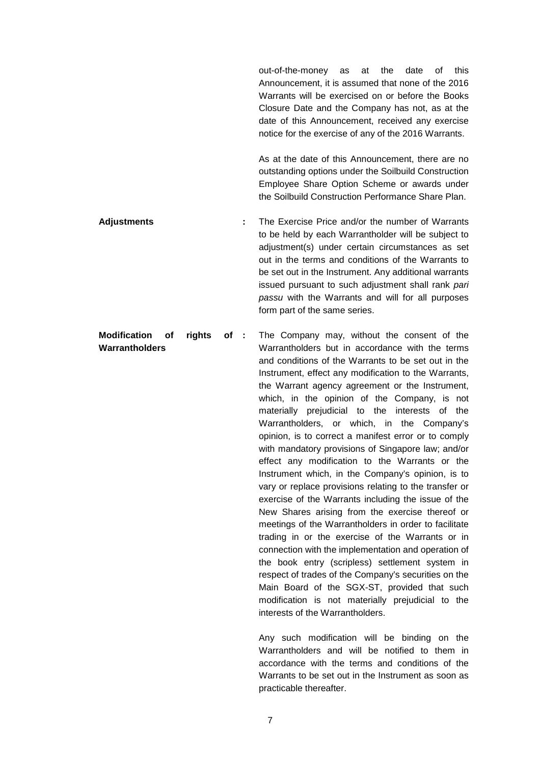out-of-the-money as at the date of this Announcement, it is assumed that none of the 2016 Warrants will be exercised on or before the Books Closure Date and the Company has not, as at the date of this Announcement, received any exercise notice for the exercise of any of the 2016 Warrants.

As at the date of this Announcement, there are no outstanding options under the Soilbuild Construction Employee Share Option Scheme or awards under the Soilbuild Construction Performance Share Plan.

**Adjustments** : The Exercise Price and/or the number of Warrants to be held by each Warrantholder will be subject to adjustment(s) under certain circumstances as set out in the terms and conditions of the Warrants to be set out in the Instrument. Any additional warrants issued pursuant to such adjustment shall rank *pari passu* with the Warrants and will for all purposes form part of the same series.

**Modification of rights of Warrantholders** : The Company may, without the consent of the Warrantholders but in accordance with the terms and conditions of the Warrants to be set out in the Instrument, effect any modification to the Warrants, the Warrant agency agreement or the Instrument, which, in the opinion of the Company, is not materially prejudicial to the interests of the Warrantholders, or which, in the Company's opinion, is to correct a manifest error or to comply with mandatory provisions of Singapore law; and/or effect any modification to the Warrants or the Instrument which, in the Company's opinion, is to vary or replace provisions relating to the transfer or exercise of the Warrants including the issue of the New Shares arising from the exercise thereof or meetings of the Warrantholders in order to facilitate trading in or the exercise of the Warrants or in connection with the implementation and operation of the book entry (scripless) settlement system in respect of trades of the Company's securities on the Main Board of the SGX-ST, provided that such modification is not materially prejudicial to the interests of the Warrantholders.

Any such modification will be binding on the Warrantholders and will be notified to them in accordance with the terms and conditions of the Warrants to be set out in the Instrument as soon as practicable thereafter.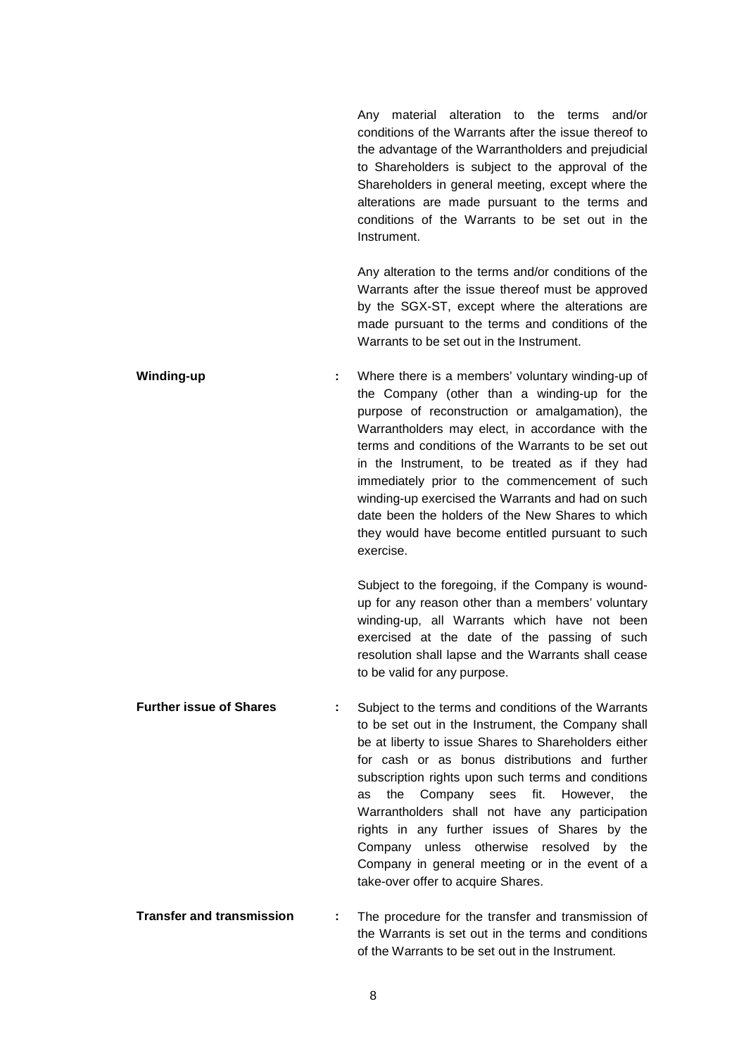Any material alteration to the terms and/or conditions of the Warrants after the issue thereof to the advantage of the Warrantholders and prejudicial to Shareholders is subject to the approval of the Shareholders in general meeting, except where the alterations are made pursuant to the terms and conditions of the Warrants to be set out in the Instrument.

Any alteration to the terms and/or conditions of the Warrants after the issue thereof must be approved by the SGX-ST, except where the alterations are made pursuant to the terms and conditions of the Warrants to be set out in the Instrument.

**Winding-up** : Where there is a members' voluntary winding-up of the Company (other than a winding-up for the purpose of reconstruction or amalgamation), the Warrantholders may elect, in accordance with the terms and conditions of the Warrants to be set out in the Instrument, to be treated as if they had immediately prior to the commencement of such winding-up exercised the Warrants and had on such date been the holders of the New Shares to which they would have become entitled pursuant to such exercise.

Subject to the foregoing, if the Company is wound-up for any reason other than a members' voluntary winding-up, all Warrants which have not been exercised at the date of the passing of such resolution shall lapse and the Warrants shall cease to be valid for any purpose.

**Further issue of Shares** : Subject to the terms and conditions of the Warrants to be set out in the Instrument, the Company shall be at liberty to issue Shares to Shareholders either for cash or as bonus distributions and further subscription rights upon such terms and conditions as the Company sees fit. However, the Warrantholders shall not have any participation rights in any further issues of Shares by the Company unless otherwise resolved by the Company in general meeting or in the event of a take-over offer to acquire Shares.

**Transfer and transmission** : The procedure for the transfer and transmission of the Warrants is set out in the terms and conditions of the Warrants to be set out in the Instrument.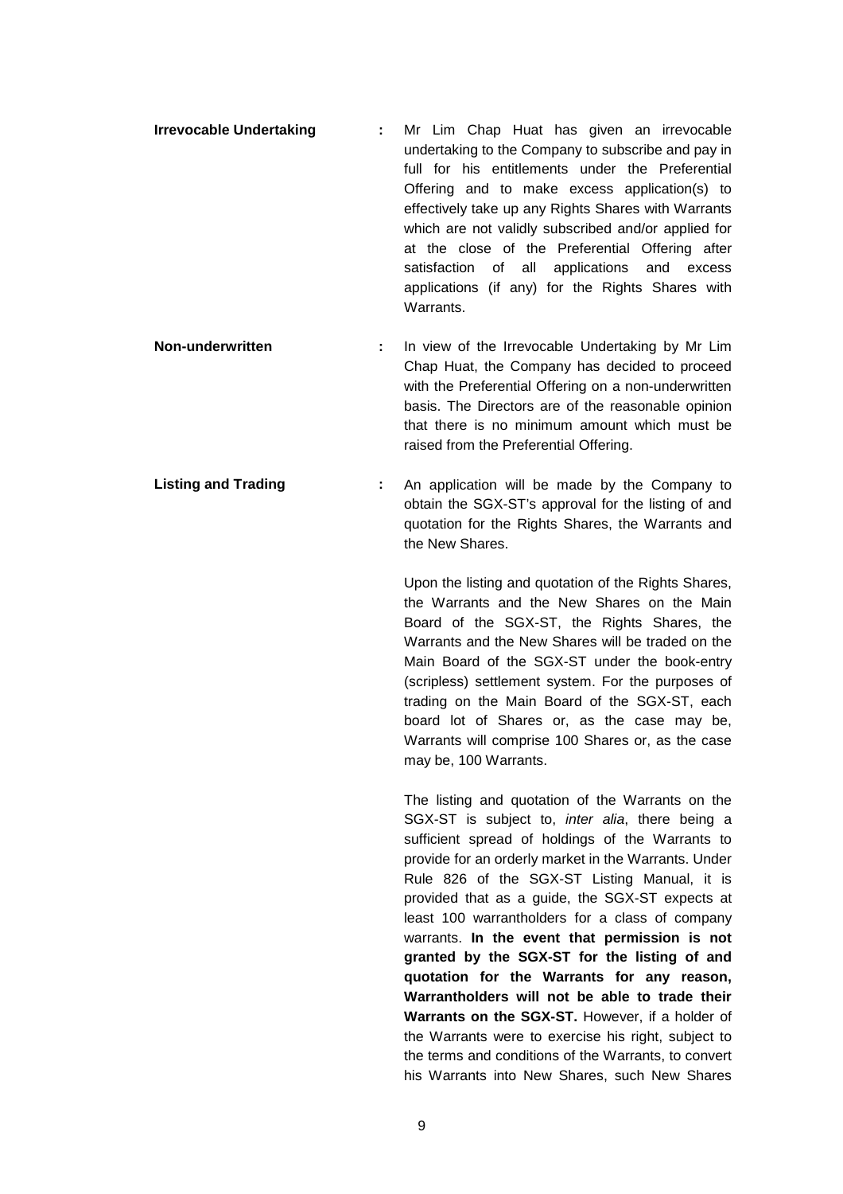**Irrevocable Undertaking** : Mr Lim Chap Huat has given an irrevocable undertaking to the Company to subscribe and pay in full for his entitlements under the Preferential Offering and to make excess application(s) to effectively take up any Rights Shares with Warrants which are not validly subscribed and/or applied for at the close of the Preferential Offering after satisfaction of all applications and excess applications (if any) for the Rights Shares with Warrants.

**Non-underwritten** : In view of the Irrevocable Undertaking by Mr Lim Chap Huat, the Company has decided to proceed with the Preferential Offering on a non-underwritten basis. The Directors are of the reasonable opinion that there is no minimum amount which must be raised from the Preferential Offering.

**Listing and Trading** : An application will be made by the Company to obtain the SGX-ST's approval for the listing of and quotation for the Rights Shares, the Warrants and the New Shares.

Upon the listing and quotation of the Rights Shares, the Warrants and the New Shares on the Main Board of the SGX-ST, the Rights Shares, the Warrants and the New Shares will be traded on the Main Board of the SGX-ST under the book-entry (scripless) settlement system. For the purposes of trading on the Main Board of the SGX-ST, each board lot of Shares or, as the case may be, Warrants will comprise 100 Shares or, as the case may be, 100 Warrants.

The listing and quotation of the Warrants on the SGX-ST is subject to, *inter alia*, there being a sufficient spread of holdings of the Warrants to provide for an orderly market in the Warrants. Under Rule 826 of the SGX-ST Listing Manual, it is provided that as a guide, the SGX-ST expects at least 100 warrantholders for a class of company warrants. **In the event that permission is not granted by the SGX-ST for the listing of and quotation for the Warrants for any reason, Warrantholders will not be able to trade their Warrants on the SGX-ST.** However, if a holder of the Warrants were to exercise his right, subject to the terms and conditions of the Warrants, to convert his Warrants into New Shares, such New Shares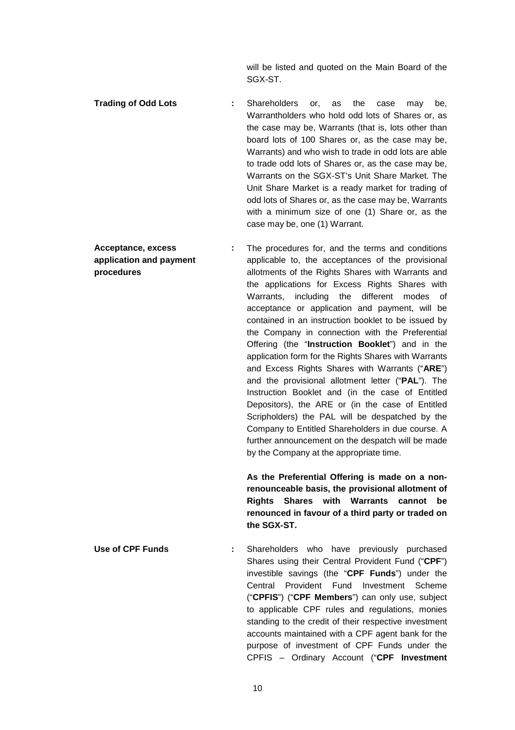will be listed and quoted on the Main Board of the SGX-ST.

**Trading of Odd Lots** : Shareholders or, as the case may be, Warrantholders who hold odd lots of Shares or, as the case may be, Warrants (that is, lots other than board lots of 100 Shares or, as the case may be, Warrants) and who wish to trade in odd lots are able to trade odd lots of Shares or, as the case may be, Warrants on the SGX-ST's Unit Share Market. The Unit Share Market is a ready market for trading of odd lots of Shares or, as the case may be, Warrants with a minimum size of one (1) Share or, as the case may be, one (1) Warrant.

**Acceptance, excess application and payment procedures** : The procedures for, and the terms and conditions applicable to, the acceptances of the provisional allotments of the Rights Shares with Warrants and the applications for Excess Rights Shares with Warrants, including the different modes of acceptance or application and payment, will be contained in an instruction booklet to be issued by the Company in connection with the Preferential Offering (the "**Instruction Booklet**") and in the application form for the Rights Shares with Warrants and Excess Rights Shares with Warrants ("**ARE**") and the provisional allotment letter ("**PAL**"). The Instruction Booklet and (in the case of Entitled Depositors), the ARE or (in the case of Entitled Scripholders) the PAL will be despatched by the Company to Entitled Shareholders in due course. A further announcement on the despatch will be made by the Company at the appropriate time.

**As the Preferential Offering is made on a non-renounceable basis, the provisional allotment of Rights Shares with Warrants cannot be renounced in favour of a third party or traded on the SGX-ST.**

**Use of CPF Funds** : Shareholders who have previously purchased Shares using their Central Provident Fund ("**CPF**") investible savings (the "**CPF Funds**") under the Central Provident Fund Investment Scheme ("**CPFIS**") ("**CPF Members**") can only use, subject to applicable CPF rules and regulations, monies standing to the credit of their respective investment accounts maintained with a CPF agent bank for the purpose of investment of CPF Funds under the CPFIS – Ordinary Account ("**CPF Investment**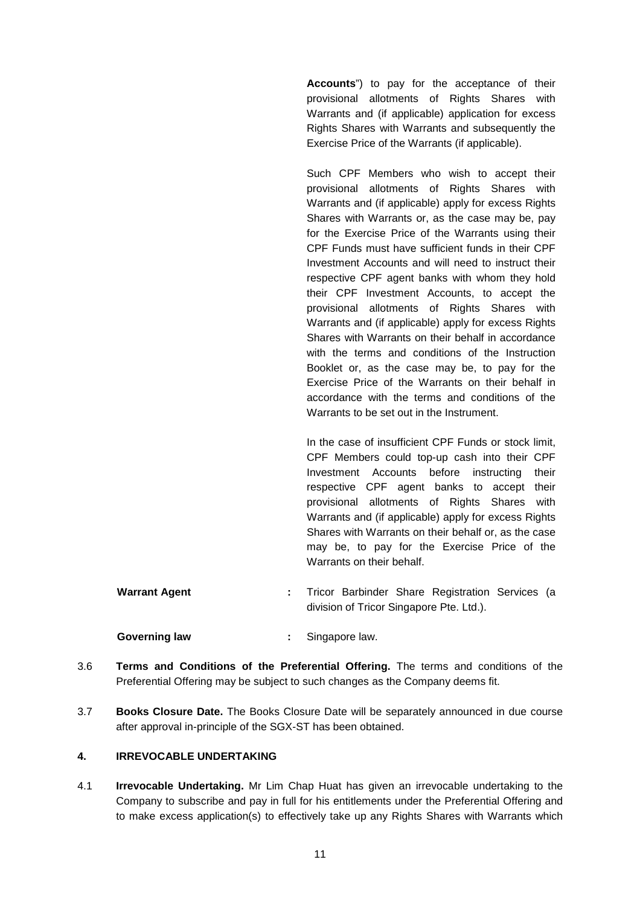Accounts") to pay for the acceptance of their provisional allotments of Rights Shares with Warrants and (if applicable) application for excess Rights Shares with Warrants and subsequently the Exercise Price of the Warrants (if applicable).

Such CPF Members who wish to accept their provisional allotments of Rights Shares with Warrants and (if applicable) apply for excess Rights Shares with Warrants or, as the case may be, pay for the Exercise Price of the Warrants using their CPF Funds must have sufficient funds in their CPF Investment Accounts and will need to instruct their respective CPF agent banks with whom they hold their CPF Investment Accounts, to accept the provisional allotments of Rights Shares with Warrants and (if applicable) apply for excess Rights Shares with Warrants on their behalf in accordance with the terms and conditions of the Instruction Booklet or, as the case may be, to pay for the Exercise Price of the Warrants on their behalf in accordance with the terms and conditions of the Warrants to be set out in the Instrument.

In the case of insufficient CPF Funds or stock limit, CPF Members could top-up cash into their CPF Investment Accounts before instructing their respective CPF agent banks to accept their provisional allotments of Rights Shares with Warrants and (if applicable) apply for excess Rights Shares with Warrants on their behalf or, as the case may be, to pay for the Exercise Price of the Warrants on their behalf.

**Warrant Agent** : Tricor Barbinder Share Registration Services (a division of Tricor Singapore Pte. Ltd.).

**Governing law** : Singapore law.

3.6 **Terms and Conditions of the Preferential Offering.** The terms and conditions of the Preferential Offering may be subject to such changes as the Company deems fit.

3.7 **Books Closure Date.** The Books Closure Date will be separately announced in due course after approval in-principle of the SGX-ST has been obtained.

## 4. IRREVOCABLE UNDERTAKING

4.1 **Irrevocable Undertaking.** Mr Lim Chap Huat has given an irrevocable undertaking to the Company to subscribe and pay in full for his entitlements under the Preferential Offering and to make excess application(s) to effectively take up any Rights Shares with Warrants which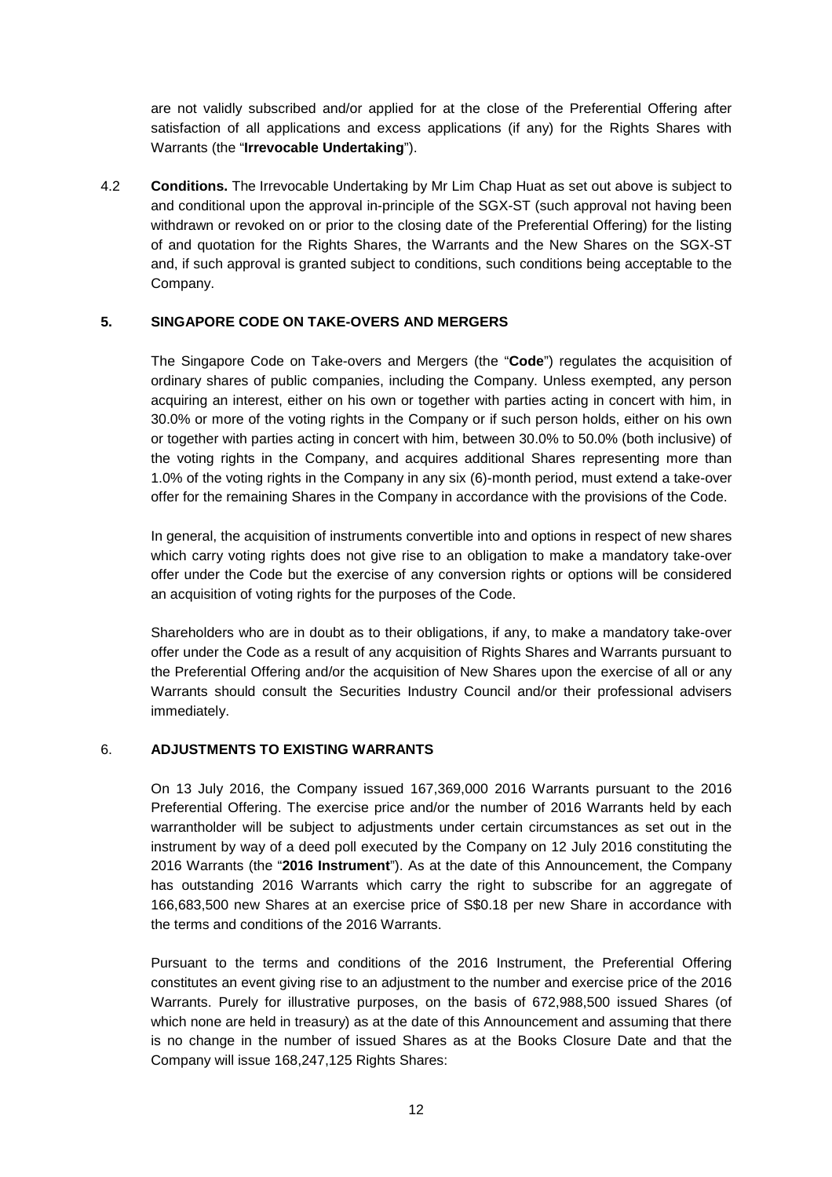are not validly subscribed and/or applied for at the close of the Preferential Offering after satisfaction of all applications and excess applications (if any) for the Rights Shares with Warrants (the "**Irrevocable Undertaking**").

4.2 **Conditions.** The Irrevocable Undertaking by Mr Lim Chap Huat as set out above is subject to and conditional upon the approval in-principle of the SGX-ST (such approval not having been withdrawn or revoked on or prior to the closing date of the Preferential Offering) for the listing of and quotation for the Rights Shares, the Warrants and the New Shares on the SGX-ST and, if such approval is granted subject to conditions, such conditions being acceptable to the Company.

## 5. SINGAPORE CODE ON TAKE-OVERS AND MERGERS

The Singapore Code on Take-overs and Mergers (the "**Code**") regulates the acquisition of ordinary shares of public companies, including the Company. Unless exempted, any person acquiring an interest, either on his own or together with parties acting in concert with him, in 30.0% or more of the voting rights in the Company or if such person holds, either on his own or together with parties acting in concert with him, between 30.0% to 50.0% (both inclusive) of the voting rights in the Company, and acquires additional Shares representing more than 1.0% of the voting rights in the Company in any six (6)-month period, must extend a take-over offer for the remaining Shares in the Company in accordance with the provisions of the Code.

In general, the acquisition of instruments convertible into and options in respect of new shares which carry voting rights does not give rise to an obligation to make a mandatory take-over offer under the Code but the exercise of any conversion rights or options will be considered an acquisition of voting rights for the purposes of the Code.

Shareholders who are in doubt as to their obligations, if any, to make a mandatory take-over offer under the Code as a result of any acquisition of Rights Shares and Warrants pursuant to the Preferential Offering and/or the acquisition of New Shares upon the exercise of all or any Warrants should consult the Securities Industry Council and/or their professional advisers immediately.

## 6. ADJUSTMENTS TO EXISTING WARRANTS

On 13 July 2016, the Company issued 167,369,000 2016 Warrants pursuant to the 2016 Preferential Offering. The exercise price and/or the number of 2016 Warrants held by each warrantholder will be subject to adjustments under certain circumstances as set out in the instrument by way of a deed poll executed by the Company on 12 July 2016 constituting the 2016 Warrants (the "**2016 Instrument**"). As at the date of this Announcement, the Company has outstanding 2016 Warrants which carry the right to subscribe for an aggregate of 166,683,500 new Shares at an exercise price of S$0.18 per new Share in accordance with the terms and conditions of the 2016 Warrants.

Pursuant to the terms and conditions of the 2016 Instrument, the Preferential Offering constitutes an event giving rise to an adjustment to the number and exercise price of the 2016 Warrants. Purely for illustrative purposes, on the basis of 672,988,500 issued Shares (of which none are held in treasury) as at the date of this Announcement and assuming that there is no change in the number of issued Shares as at the Books Closure Date and that the Company will issue 168,247,125 Rights Shares: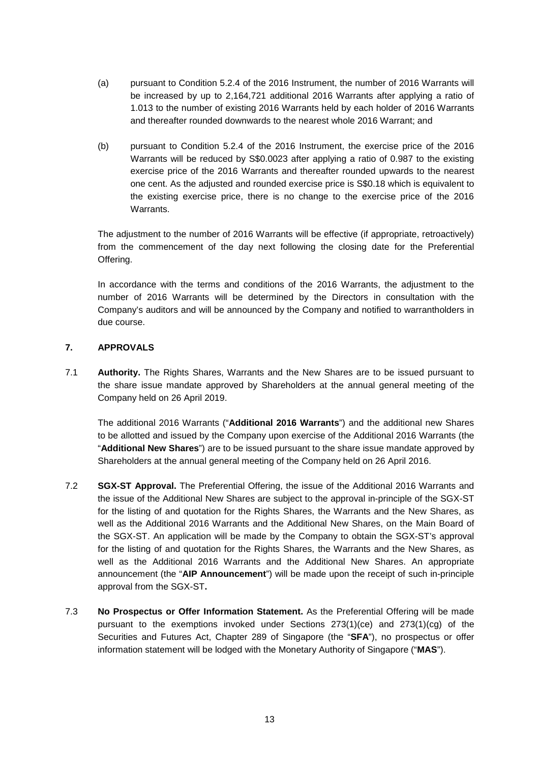(a) pursuant to Condition 5.2.4 of the 2016 Instrument, the number of 2016 Warrants will be increased by up to 2,164,721 additional 2016 Warrants after applying a ratio of 1.013 to the number of existing 2016 Warrants held by each holder of 2016 Warrants and thereafter rounded downwards to the nearest whole 2016 Warrant; and

(b) pursuant to Condition 5.2.4 of the 2016 Instrument, the exercise price of the 2016 Warrants will be reduced by S$0.0023 after applying a ratio of 0.987 to the existing exercise price of the 2016 Warrants and thereafter rounded upwards to the nearest one cent. As the adjusted and rounded exercise price is S$0.18 which is equivalent to the existing exercise price, there is no change to the exercise price of the 2016 Warrants.

The adjustment to the number of 2016 Warrants will be effective (if appropriate, retroactively) from the commencement of the day next following the closing date for the Preferential Offering.

In accordance with the terms and conditions of the 2016 Warrants, the adjustment to the number of 2016 Warrants will be determined by the Directors in consultation with the Company's auditors and will be announced by the Company and notified to warrantholders in due course.

## 7. APPROVALS

7.1 **Authority.** The Rights Shares, Warrants and the New Shares are to be issued pursuant to the share issue mandate approved by Shareholders at the annual general meeting of the Company held on 26 April 2019.

The additional 2016 Warrants ("**Additional 2016 Warrants**") and the additional new Shares to be allotted and issued by the Company upon exercise of the Additional 2016 Warrants (the "**Additional New Shares**") are to be issued pursuant to the share issue mandate approved by Shareholders at the annual general meeting of the Company held on 26 April 2016.

7.2 **SGX-ST Approval.** The Preferential Offering, the issue of the Additional 2016 Warrants and the issue of the Additional New Shares are subject to the approval in-principle of the SGX-ST for the listing of and quotation for the Rights Shares, the Warrants and the New Shares, as well as the Additional 2016 Warrants and the Additional New Shares, on the Main Board of the SGX-ST. An application will be made by the Company to obtain the SGX-ST's approval for the listing of and quotation for the Rights Shares, the Warrants and the New Shares, as well as the Additional 2016 Warrants and the Additional New Shares. An appropriate announcement (the "**AIP Announcement**") will be made upon the receipt of such in-principle approval from the SGX-ST**.**

7.3 **No Prospectus or Offer Information Statement.** As the Preferential Offering will be made pursuant to the exemptions invoked under Sections 273(1)(ce) and 273(1)(cg) of the Securities and Futures Act, Chapter 289 of Singapore (the "**SFA**"), no prospectus or offer information statement will be lodged with the Monetary Authority of Singapore ("**MAS**").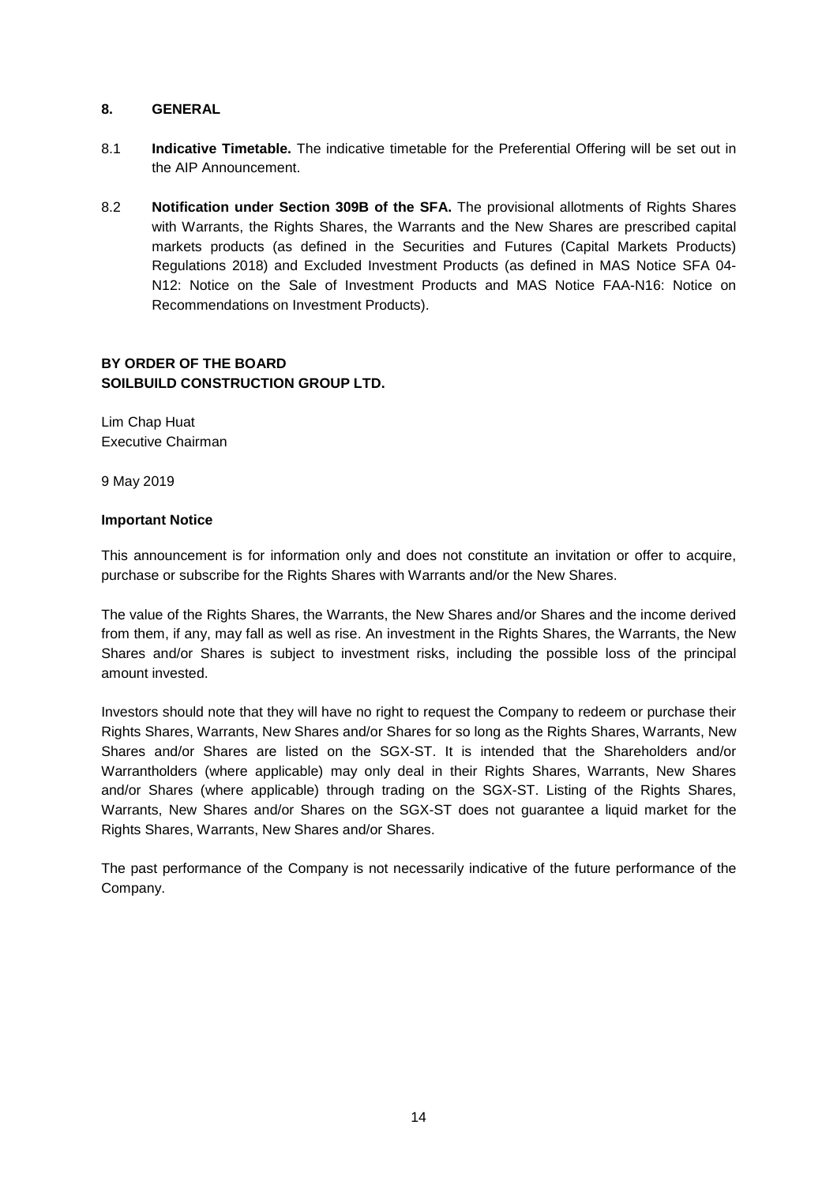## 8. GENERAL

8.1 **Indicative Timetable.** The indicative timetable for the Preferential Offering will be set out in the AIP Announcement.

8.2 **Notification under Section 309B of the SFA.** The provisional allotments of Rights Shares with Warrants, the Rights Shares, the Warrants and the New Shares are prescribed capital markets products (as defined in the Securities and Futures (Capital Markets Products) Regulations 2018) and Excluded Investment Products (as defined in MAS Notice SFA 04-N12: Notice on the Sale of Investment Products and MAS Notice FAA-N16: Notice on Recommendations on Investment Products).

**BY ORDER OF THE BOARD**
**SOILBUILD CONSTRUCTION GROUP LTD.**

Lim Chap Huat
Executive Chairman

9 May 2019

**Important Notice**

This announcement is for information only and does not constitute an invitation or offer to acquire, purchase or subscribe for the Rights Shares with Warrants and/or the New Shares.

The value of the Rights Shares, the Warrants, the New Shares and/or Shares and the income derived from them, if any, may fall as well as rise. An investment in the Rights Shares, the Warrants, the New Shares and/or Shares is subject to investment risks, including the possible loss of the principal amount invested.

Investors should note that they will have no right to request the Company to redeem or purchase their Rights Shares, Warrants, New Shares and/or Shares for so long as the Rights Shares, Warrants, New Shares and/or Shares are listed on the SGX-ST. It is intended that the Shareholders and/or Warrantholders (where applicable) may only deal in their Rights Shares, Warrants, New Shares and/or Shares (where applicable) through trading on the SGX-ST. Listing of the Rights Shares, Warrants, New Shares and/or Shares on the SGX-ST does not guarantee a liquid market for the Rights Shares, Warrants, New Shares and/or Shares.

The past performance of the Company is not necessarily indicative of the future performance of the Company.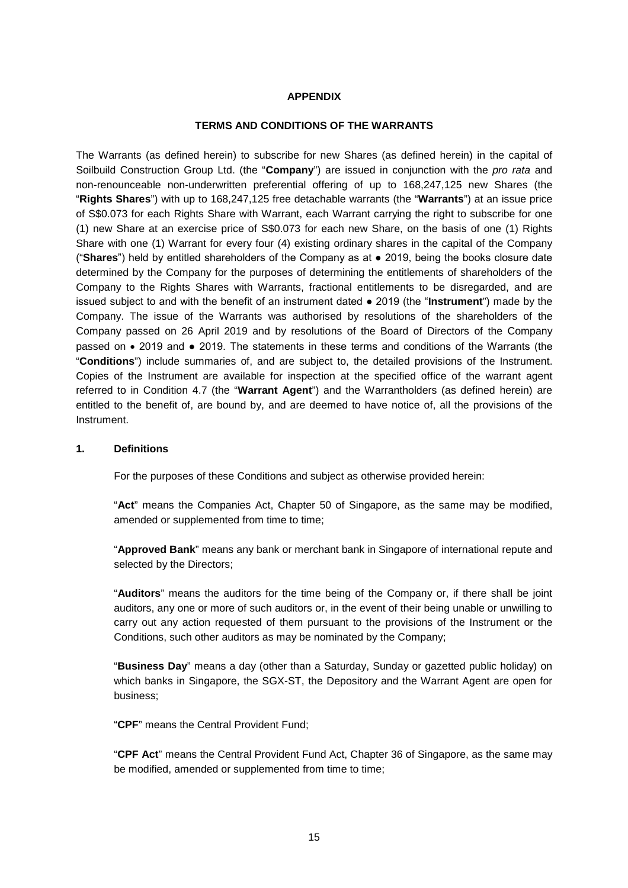**APPENDIX**

**TERMS AND CONDITIONS OF THE WARRANTS**

The Warrants (as defined herein) to subscribe for new Shares (as defined herein) in the capital of Soilbuild Construction Group Ltd. (the "**Company**") are issued in conjunction with the *pro rata* and non-renounceable non-underwritten preferential offering of up to 168,247,125 new Shares (the "**Rights Shares**") with up to 168,247,125 free detachable warrants (the "**Warrants**") at an issue price of S$0.073 for each Rights Share with Warrant, each Warrant carrying the right to subscribe for one (1) new Share at an exercise price of S$0.073 for each new Share, on the basis of one (1) Rights Share with one (1) Warrant for every four (4) existing ordinary shares in the capital of the Company ("**Shares**") held by entitled shareholders of the Company as at ● 2019, being the books closure date determined by the Company for the purposes of determining the entitlements of shareholders of the Company to the Rights Shares with Warrants, fractional entitlements to be disregarded, and are issued subject to and with the benefit of an instrument dated ● 2019 (the "**Instrument**") made by the Company. The issue of the Warrants was authorised by resolutions of the shareholders of the Company passed on 26 April 2019 and by resolutions of the Board of Directors of the Company passed on • 2019 and ● 2019. The statements in these terms and conditions of the Warrants (the "**Conditions**") include summaries of, and are subject to, the detailed provisions of the Instrument. Copies of the Instrument are available for inspection at the specified office of the warrant agent referred to in Condition 4.7 (the "**Warrant Agent**") and the Warrantholders (as defined herein) are entitled to the benefit of, are bound by, and are deemed to have notice of, all the provisions of the Instrument.

**1. Definitions**

For the purposes of these Conditions and subject as otherwise provided herein:

"**Act**" means the Companies Act, Chapter 50 of Singapore, as the same may be modified, amended or supplemented from time to time;

"**Approved Bank**" means any bank or merchant bank in Singapore of international repute and selected by the Directors;

"**Auditors**" means the auditors for the time being of the Company or, if there shall be joint auditors, any one or more of such auditors or, in the event of their being unable or unwilling to carry out any action requested of them pursuant to the provisions of the Instrument or the Conditions, such other auditors as may be nominated by the Company;

"**Business Day**" means a day (other than a Saturday, Sunday or gazetted public holiday) on which banks in Singapore, the SGX-ST, the Depository and the Warrant Agent are open for business;

"**CPF**" means the Central Provident Fund;

"**CPF Act**" means the Central Provident Fund Act, Chapter 36 of Singapore, as the same may be modified, amended or supplemented from time to time;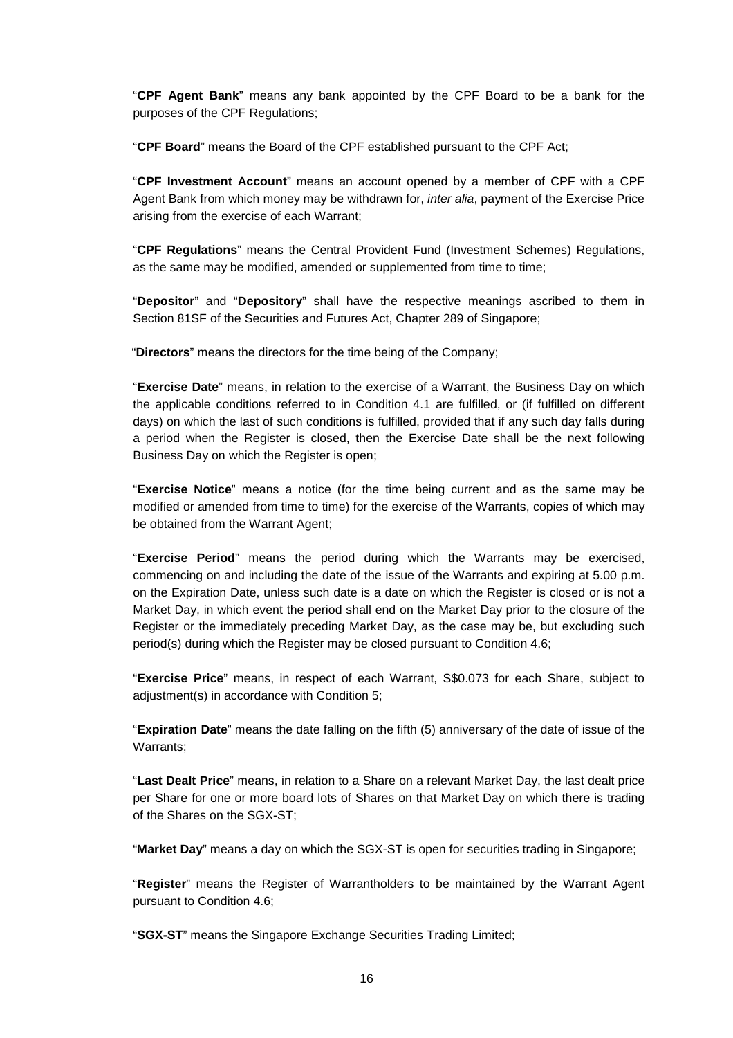"**CPF Agent Bank**" means any bank appointed by the CPF Board to be a bank for the purposes of the CPF Regulations;

"**CPF Board**" means the Board of the CPF established pursuant to the CPF Act;

"**CPF Investment Account**" means an account opened by a member of CPF with a CPF Agent Bank from which money may be withdrawn for, *inter alia*, payment of the Exercise Price arising from the exercise of each Warrant;

"**CPF Regulations**" means the Central Provident Fund (Investment Schemes) Regulations, as the same may be modified, amended or supplemented from time to time;

"**Depositor**" and "**Depository**" shall have the respective meanings ascribed to them in Section 81SF of the Securities and Futures Act, Chapter 289 of Singapore;

"**Directors**" means the directors for the time being of the Company;

"**Exercise Date**" means, in relation to the exercise of a Warrant, the Business Day on which the applicable conditions referred to in Condition 4.1 are fulfilled, or (if fulfilled on different days) on which the last of such conditions is fulfilled, provided that if any such day falls during a period when the Register is closed, then the Exercise Date shall be the next following Business Day on which the Register is open;

"**Exercise Notice**" means a notice (for the time being current and as the same may be modified or amended from time to time) for the exercise of the Warrants, copies of which may be obtained from the Warrant Agent;

"**Exercise Period**" means the period during which the Warrants may be exercised, commencing on and including the date of the issue of the Warrants and expiring at 5.00 p.m. on the Expiration Date, unless such date is a date on which the Register is closed or is not a Market Day, in which event the period shall end on the Market Day prior to the closure of the Register or the immediately preceding Market Day, as the case may be, but excluding such period(s) during which the Register may be closed pursuant to Condition 4.6;

"**Exercise Price**" means, in respect of each Warrant, S$0.073 for each Share, subject to adjustment(s) in accordance with Condition 5;

"**Expiration Date**" means the date falling on the fifth (5) anniversary of the date of issue of the Warrants;

"**Last Dealt Price**" means, in relation to a Share on a relevant Market Day, the last dealt price per Share for one or more board lots of Shares on that Market Day on which there is trading of the Shares on the SGX-ST;

"**Market Day**" means a day on which the SGX-ST is open for securities trading in Singapore;

"**Register**" means the Register of Warrantholders to be maintained by the Warrant Agent pursuant to Condition 4.6;

"**SGX-ST**" means the Singapore Exchange Securities Trading Limited;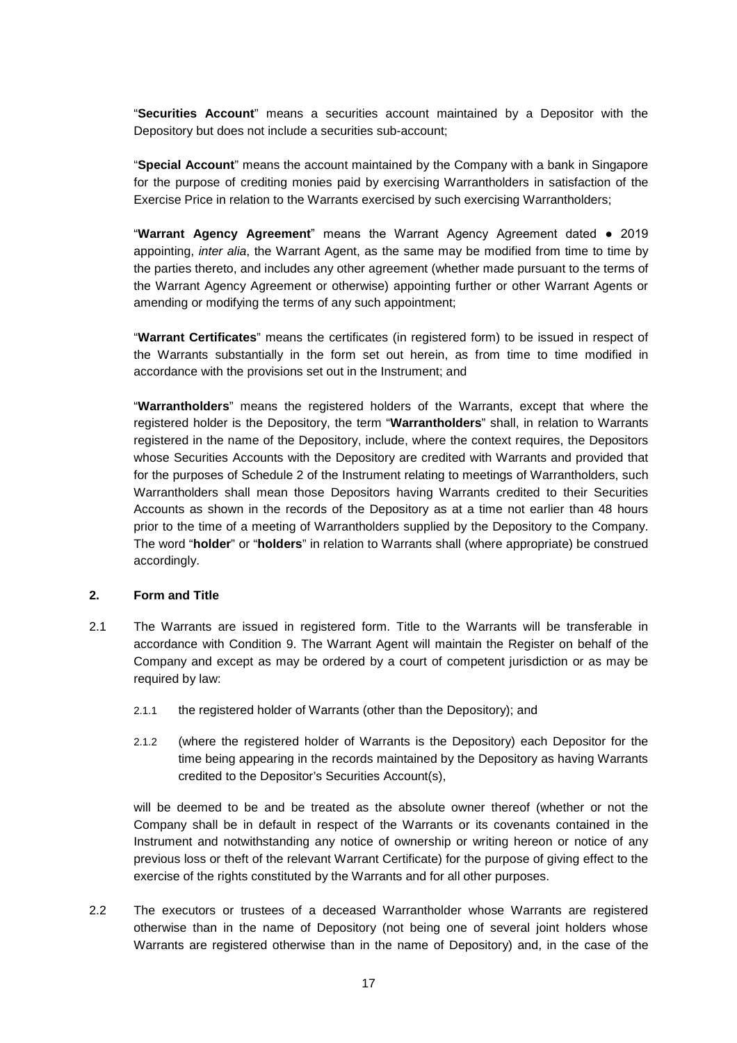"**Securities Account**" means a securities account maintained by a Depositor with the Depository but does not include a securities sub-account;

"**Special Account**" means the account maintained by the Company with a bank in Singapore for the purpose of crediting monies paid by exercising Warrantholders in satisfaction of the Exercise Price in relation to the Warrants exercised by such exercising Warrantholders;

"**Warrant Agency Agreement**" means the Warrant Agency Agreement dated ● 2019 appointing, *inter alia*, the Warrant Agent, as the same may be modified from time to time by the parties thereto, and includes any other agreement (whether made pursuant to the terms of the Warrant Agency Agreement or otherwise) appointing further or other Warrant Agents or amending or modifying the terms of any such appointment;

"**Warrant Certificates**" means the certificates (in registered form) to be issued in respect of the Warrants substantially in the form set out herein, as from time to time modified in accordance with the provisions set out in the Instrument; and

"**Warrantholders**" means the registered holders of the Warrants, except that where the registered holder is the Depository, the term "**Warrantholders**" shall, in relation to Warrants registered in the name of the Depository, include, where the context requires, the Depositors whose Securities Accounts with the Depository are credited with Warrants and provided that for the purposes of Schedule 2 of the Instrument relating to meetings of Warrantholders, such Warrantholders shall mean those Depositors having Warrants credited to their Securities Accounts as shown in the records of the Depository as at a time not earlier than 48 hours prior to the time of a meeting of Warrantholders supplied by the Depository to the Company. The word "**holder**" or "**holders**" in relation to Warrants shall (where appropriate) be construed accordingly.

## 2. Form and Title

2.1 The Warrants are issued in registered form. Title to the Warrants will be transferable in accordance with Condition 9. The Warrant Agent will maintain the Register on behalf of the Company and except as may be ordered by a court of competent jurisdiction or as may be required by law:

2.1.1 the registered holder of Warrants (other than the Depository); and

2.1.2 (where the registered holder of Warrants is the Depository) each Depositor for the time being appearing in the records maintained by the Depository as having Warrants credited to the Depositor's Securities Account(s),

will be deemed to be and be treated as the absolute owner thereof (whether or not the Company shall be in default in respect of the Warrants or its covenants contained in the Instrument and notwithstanding any notice of ownership or writing hereon or notice of any previous loss or theft of the relevant Warrant Certificate) for the purpose of giving effect to the exercise of the rights constituted by the Warrants and for all other purposes.

2.2 The executors or trustees of a deceased Warrantholder whose Warrants are registered otherwise than in the name of Depository (not being one of several joint holders whose Warrants are registered otherwise than in the name of Depository) and, in the case of the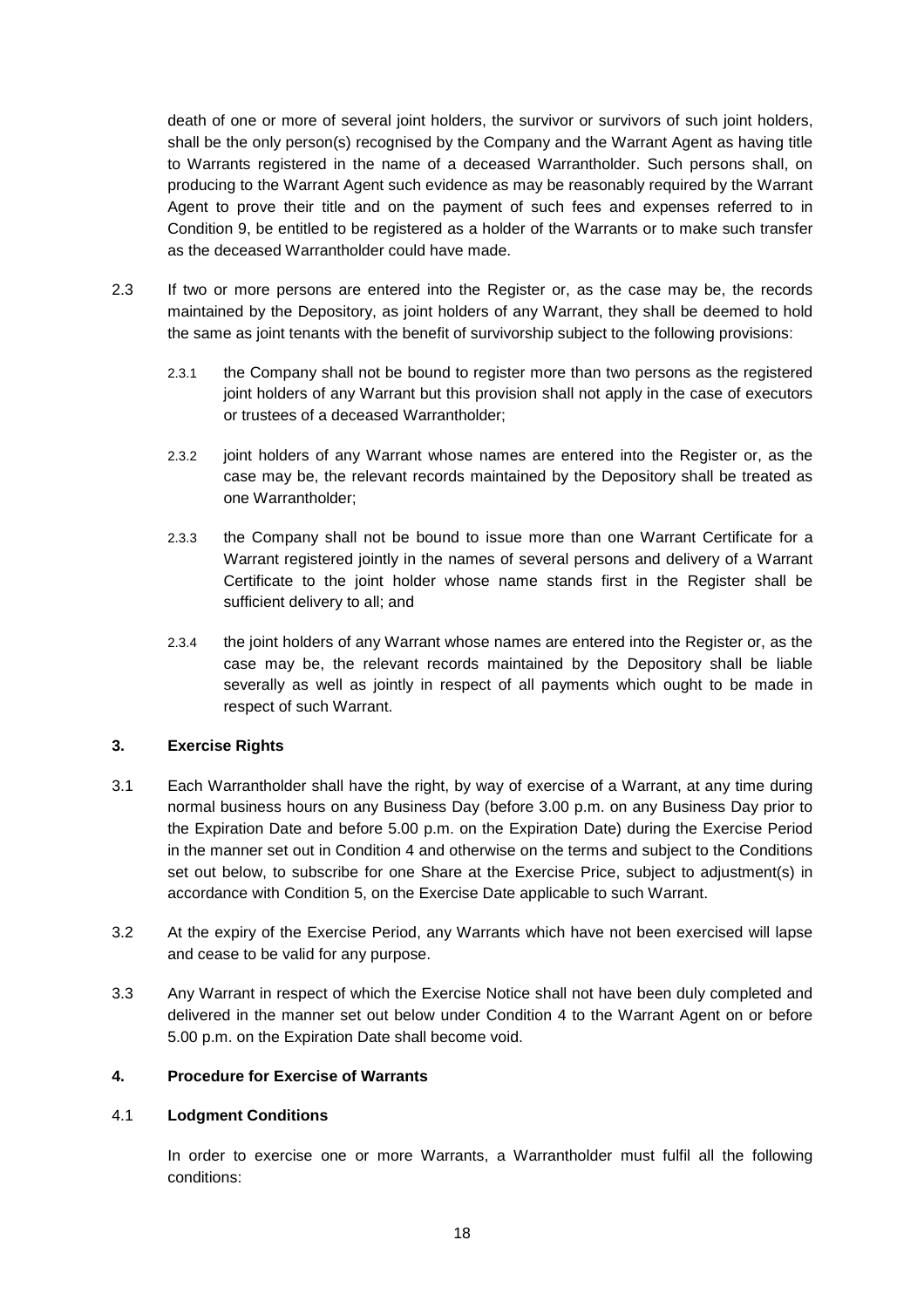death of one or more of several joint holders, the survivor or survivors of such joint holders, shall be the only person(s) recognised by the Company and the Warrant Agent as having title to Warrants registered in the name of a deceased Warrantholder. Such persons shall, on producing to the Warrant Agent such evidence as may be reasonably required by the Warrant Agent to prove their title and on the payment of such fees and expenses referred to in Condition 9, be entitled to be registered as a holder of the Warrants or to make such transfer as the deceased Warrantholder could have made.

2.3 If two or more persons are entered into the Register or, as the case may be, the records maintained by the Depository, as joint holders of any Warrant, they shall be deemed to hold the same as joint tenants with the benefit of survivorship subject to the following provisions:

2.3.1 the Company shall not be bound to register more than two persons as the registered joint holders of any Warrant but this provision shall not apply in the case of executors or trustees of a deceased Warrantholder;

2.3.2 joint holders of any Warrant whose names are entered into the Register or, as the case may be, the relevant records maintained by the Depository shall be treated as one Warrantholder;

2.3.3 the Company shall not be bound to issue more than one Warrant Certificate for a Warrant registered jointly in the names of several persons and delivery of a Warrant Certificate to the joint holder whose name stands first in the Register shall be sufficient delivery to all; and

2.3.4 the joint holders of any Warrant whose names are entered into the Register or, as the case may be, the relevant records maintained by the Depository shall be liable severally as well as jointly in respect of all payments which ought to be made in respect of such Warrant.

## 3. Exercise Rights

3.1 Each Warrantholder shall have the right, by way of exercise of a Warrant, at any time during normal business hours on any Business Day (before 3.00 p.m. on any Business Day prior to the Expiration Date and before 5.00 p.m. on the Expiration Date) during the Exercise Period in the manner set out in Condition 4 and otherwise on the terms and subject to the Conditions set out below, to subscribe for one Share at the Exercise Price, subject to adjustment(s) in accordance with Condition 5, on the Exercise Date applicable to such Warrant.

3.2 At the expiry of the Exercise Period, any Warrants which have not been exercised will lapse and cease to be valid for any purpose.

3.3 Any Warrant in respect of which the Exercise Notice shall not have been duly completed and delivered in the manner set out below under Condition 4 to the Warrant Agent on or before 5.00 p.m. on the Expiration Date shall become void.

## 4. Procedure for Exercise of Warrants

### 4.1 Lodgment Conditions

In order to exercise one or more Warrants, a Warrantholder must fulfil all the following conditions: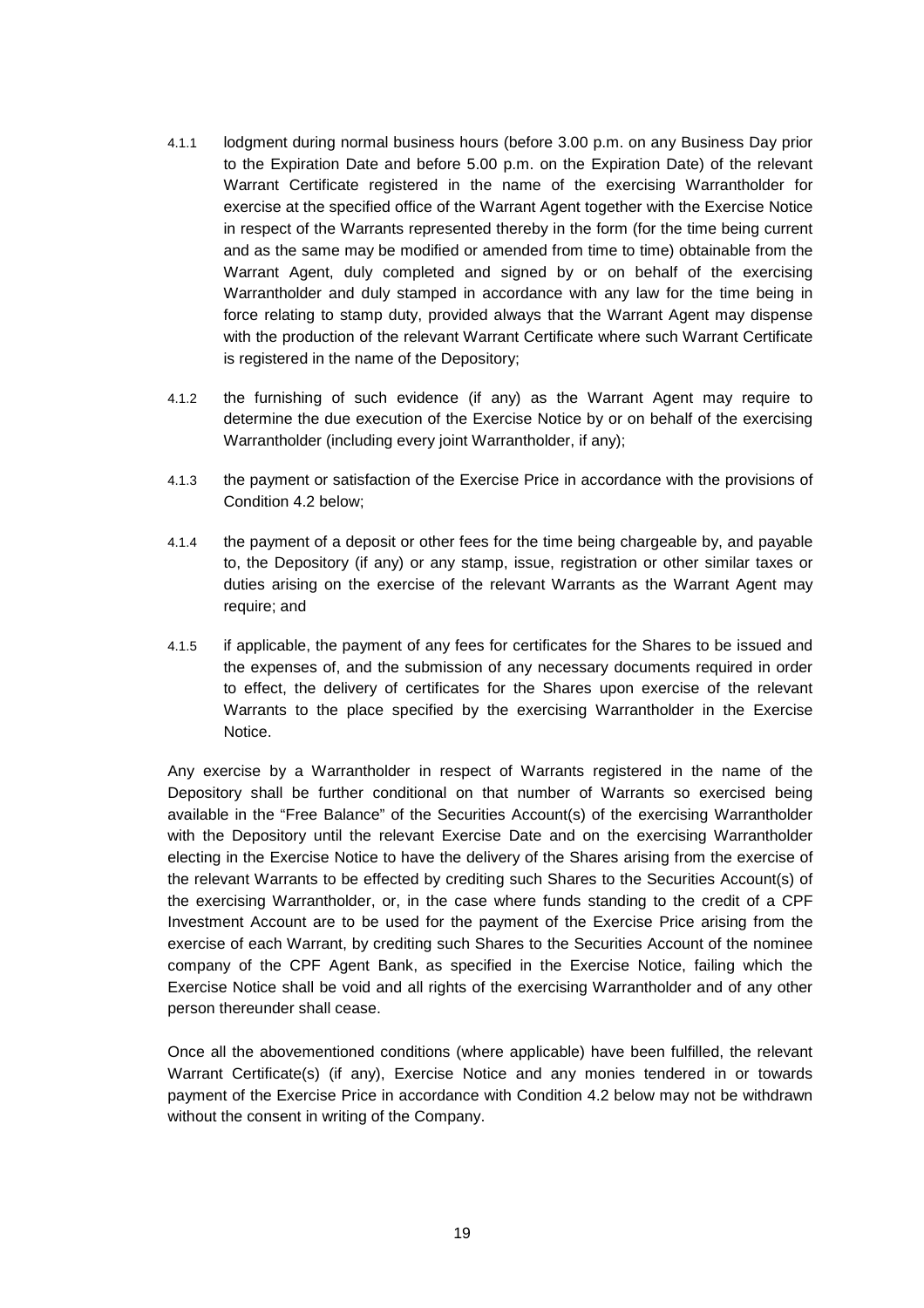4.1.1 lodgment during normal business hours (before 3.00 p.m. on any Business Day prior to the Expiration Date and before 5.00 p.m. on the Expiration Date) of the relevant Warrant Certificate registered in the name of the exercising Warrantholder for exercise at the specified office of the Warrant Agent together with the Exercise Notice in respect of the Warrants represented thereby in the form (for the time being current and as the same may be modified or amended from time to time) obtainable from the Warrant Agent, duly completed and signed by or on behalf of the exercising Warrantholder and duly stamped in accordance with any law for the time being in force relating to stamp duty, provided always that the Warrant Agent may dispense with the production of the relevant Warrant Certificate where such Warrant Certificate is registered in the name of the Depository;

4.1.2 the furnishing of such evidence (if any) as the Warrant Agent may require to determine the due execution of the Exercise Notice by or on behalf of the exercising Warrantholder (including every joint Warrantholder, if any);

4.1.3 the payment or satisfaction of the Exercise Price in accordance with the provisions of Condition 4.2 below;

4.1.4 the payment of a deposit or other fees for the time being chargeable by, and payable to, the Depository (if any) or any stamp, issue, registration or other similar taxes or duties arising on the exercise of the relevant Warrants as the Warrant Agent may require; and

4.1.5 if applicable, the payment of any fees for certificates for the Shares to be issued and the expenses of, and the submission of any necessary documents required in order to effect, the delivery of certificates for the Shares upon exercise of the relevant Warrants to the place specified by the exercising Warrantholder in the Exercise Notice.

Any exercise by a Warrantholder in respect of Warrants registered in the name of the Depository shall be further conditional on that number of Warrants so exercised being available in the "Free Balance" of the Securities Account(s) of the exercising Warrantholder with the Depository until the relevant Exercise Date and on the exercising Warrantholder electing in the Exercise Notice to have the delivery of the Shares arising from the exercise of the relevant Warrants to be effected by crediting such Shares to the Securities Account(s) of the exercising Warrantholder, or, in the case where funds standing to the credit of a CPF Investment Account are to be used for the payment of the Exercise Price arising from the exercise of each Warrant, by crediting such Shares to the Securities Account of the nominee company of the CPF Agent Bank, as specified in the Exercise Notice, failing which the Exercise Notice shall be void and all rights of the exercising Warrantholder and of any other person thereunder shall cease.

Once all the abovementioned conditions (where applicable) have been fulfilled, the relevant Warrant Certificate(s) (if any), Exercise Notice and any monies tendered in or towards payment of the Exercise Price in accordance with Condition 4.2 below may not be withdrawn without the consent in writing of the Company.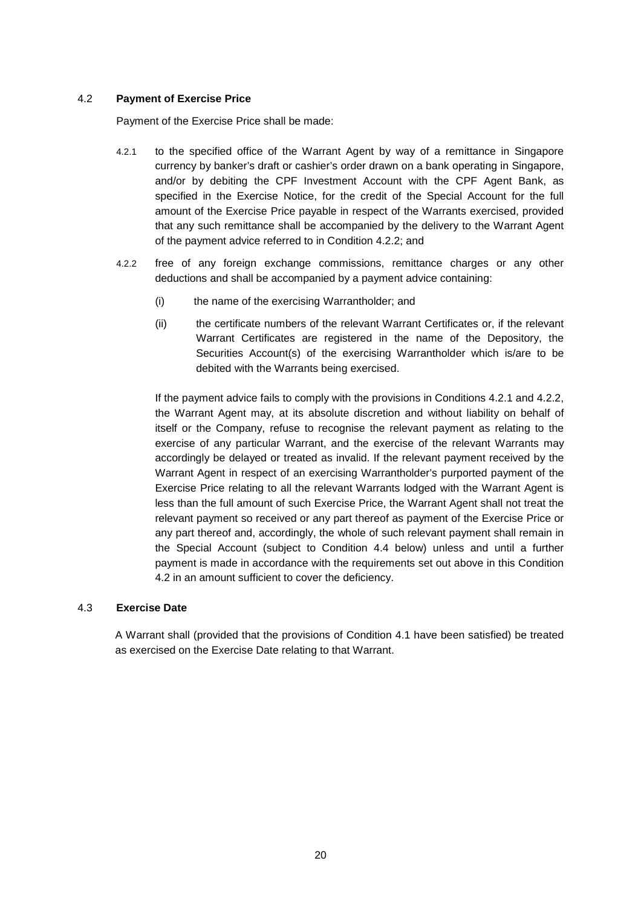### 4.2 **Payment of Exercise Price**

Payment of the Exercise Price shall be made:

4.2.1 to the specified office of the Warrant Agent by way of a remittance in Singapore currency by banker's draft or cashier's order drawn on a bank operating in Singapore, and/or by debiting the CPF Investment Account with the CPF Agent Bank, as specified in the Exercise Notice, for the credit of the Special Account for the full amount of the Exercise Price payable in respect of the Warrants exercised, provided that any such remittance shall be accompanied by the delivery to the Warrant Agent of the payment advice referred to in Condition 4.2.2; and

4.2.2 free of any foreign exchange commissions, remittance charges or any other deductions and shall be accompanied by a payment advice containing:

(i) the name of the exercising Warrantholder; and

(ii) the certificate numbers of the relevant Warrant Certificates or, if the relevant Warrant Certificates are registered in the name of the Depository, the Securities Account(s) of the exercising Warrantholder which is/are to be debited with the Warrants being exercised.

If the payment advice fails to comply with the provisions in Conditions 4.2.1 and 4.2.2, the Warrant Agent may, at its absolute discretion and without liability on behalf of itself or the Company, refuse to recognise the relevant payment as relating to the exercise of any particular Warrant, and the exercise of the relevant Warrants may accordingly be delayed or treated as invalid. If the relevant payment received by the Warrant Agent in respect of an exercising Warrantholder's purported payment of the Exercise Price relating to all the relevant Warrants lodged with the Warrant Agent is less than the full amount of such Exercise Price, the Warrant Agent shall not treat the relevant payment so received or any part thereof as payment of the Exercise Price or any part thereof and, accordingly, the whole of such relevant payment shall remain in the Special Account (subject to Condition 4.4 below) unless and until a further payment is made in accordance with the requirements set out above in this Condition 4.2 in an amount sufficient to cover the deficiency.

### 4.3 **Exercise Date**

A Warrant shall (provided that the provisions of Condition 4.1 have been satisfied) be treated as exercised on the Exercise Date relating to that Warrant.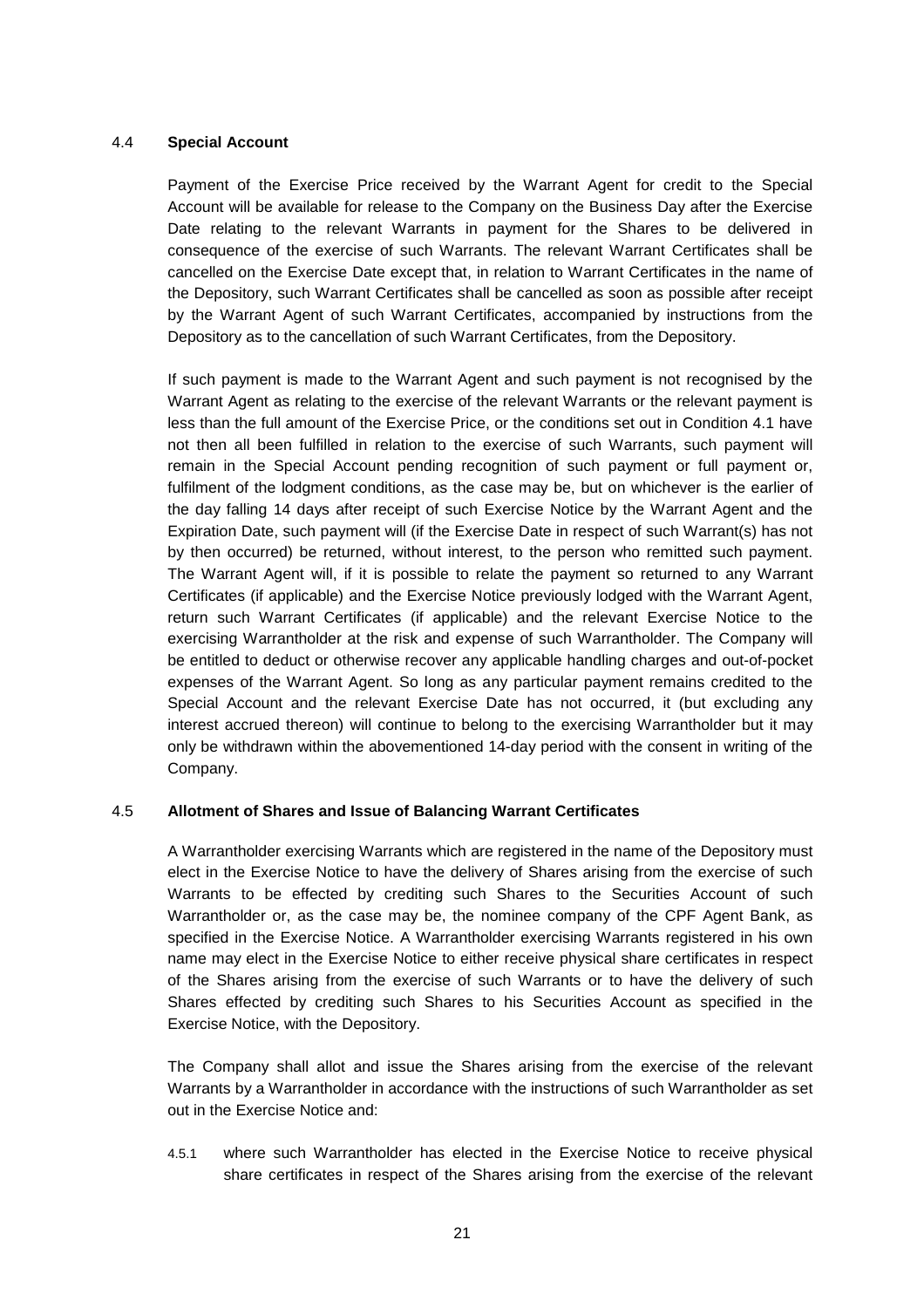### 4.4 **Special Account**

Payment of the Exercise Price received by the Warrant Agent for credit to the Special Account will be available for release to the Company on the Business Day after the Exercise Date relating to the relevant Warrants in payment for the Shares to be delivered in consequence of the exercise of such Warrants. The relevant Warrant Certificates shall be cancelled on the Exercise Date except that, in relation to Warrant Certificates in the name of the Depository, such Warrant Certificates shall be cancelled as soon as possible after receipt by the Warrant Agent of such Warrant Certificates, accompanied by instructions from the Depository as to the cancellation of such Warrant Certificates, from the Depository.

If such payment is made to the Warrant Agent and such payment is not recognised by the Warrant Agent as relating to the exercise of the relevant Warrants or the relevant payment is less than the full amount of the Exercise Price, or the conditions set out in Condition 4.1 have not then all been fulfilled in relation to the exercise of such Warrants, such payment will remain in the Special Account pending recognition of such payment or full payment or, fulfilment of the lodgment conditions, as the case may be, but on whichever is the earlier of the day falling 14 days after receipt of such Exercise Notice by the Warrant Agent and the Expiration Date, such payment will (if the Exercise Date in respect of such Warrant(s) has not by then occurred) be returned, without interest, to the person who remitted such payment. The Warrant Agent will, if it is possible to relate the payment so returned to any Warrant Certificates (if applicable) and the Exercise Notice previously lodged with the Warrant Agent, return such Warrant Certificates (if applicable) and the relevant Exercise Notice to the exercising Warrantholder at the risk and expense of such Warrantholder. The Company will be entitled to deduct or otherwise recover any applicable handling charges and out-of-pocket expenses of the Warrant Agent. So long as any particular payment remains credited to the Special Account and the relevant Exercise Date has not occurred, it (but excluding any interest accrued thereon) will continue to belong to the exercising Warrantholder but it may only be withdrawn within the abovementioned 14-day period with the consent in writing of the Company.

### 4.5 **Allotment of Shares and Issue of Balancing Warrant Certificates**

A Warrantholder exercising Warrants which are registered in the name of the Depository must elect in the Exercise Notice to have the delivery of Shares arising from the exercise of such Warrants to be effected by crediting such Shares to the Securities Account of such Warrantholder or, as the case may be, the nominee company of the CPF Agent Bank, as specified in the Exercise Notice. A Warrantholder exercising Warrants registered in his own name may elect in the Exercise Notice to either receive physical share certificates in respect of the Shares arising from the exercise of such Warrants or to have the delivery of such Shares effected by crediting such Shares to his Securities Account as specified in the Exercise Notice, with the Depository.

The Company shall allot and issue the Shares arising from the exercise of the relevant Warrants by a Warrantholder in accordance with the instructions of such Warrantholder as set out in the Exercise Notice and:

4.5.1 where such Warrantholder has elected in the Exercise Notice to receive physical share certificates in respect of the Shares arising from the exercise of the relevant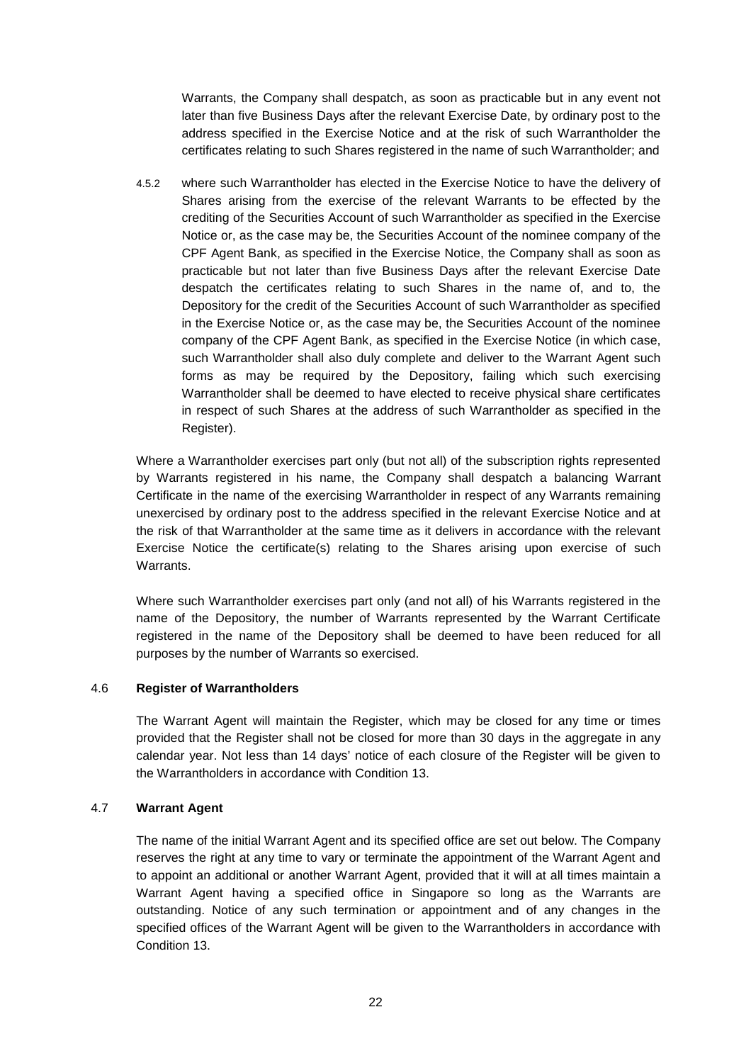Warrants, the Company shall despatch, as soon as practicable but in any event not later than five Business Days after the relevant Exercise Date, by ordinary post to the address specified in the Exercise Notice and at the risk of such Warrantholder the certificates relating to such Shares registered in the name of such Warrantholder; and

4.5.2 where such Warrantholder has elected in the Exercise Notice to have the delivery of Shares arising from the exercise of the relevant Warrants to be effected by the crediting of the Securities Account of such Warrantholder as specified in the Exercise Notice or, as the case may be, the Securities Account of the nominee company of the CPF Agent Bank, as specified in the Exercise Notice, the Company shall as soon as practicable but not later than five Business Days after the relevant Exercise Date despatch the certificates relating to such Shares in the name of, and to, the Depository for the credit of the Securities Account of such Warrantholder as specified in the Exercise Notice or, as the case may be, the Securities Account of the nominee company of the CPF Agent Bank, as specified in the Exercise Notice (in which case, such Warrantholder shall also duly complete and deliver to the Warrant Agent such forms as may be required by the Depository, failing which such exercising Warrantholder shall be deemed to have elected to receive physical share certificates in respect of such Shares at the address of such Warrantholder as specified in the Register).

Where a Warrantholder exercises part only (but not all) of the subscription rights represented by Warrants registered in his name, the Company shall despatch a balancing Warrant Certificate in the name of the exercising Warrantholder in respect of any Warrants remaining unexercised by ordinary post to the address specified in the relevant Exercise Notice and at the risk of that Warrantholder at the same time as it delivers in accordance with the relevant Exercise Notice the certificate(s) relating to the Shares arising upon exercise of such Warrants.

Where such Warrantholder exercises part only (and not all) of his Warrants registered in the name of the Depository, the number of Warrants represented by the Warrant Certificate registered in the name of the Depository shall be deemed to have been reduced for all purposes by the number of Warrants so exercised.

### 4.6 Register of Warrantholders

The Warrant Agent will maintain the Register, which may be closed for any time or times provided that the Register shall not be closed for more than 30 days in the aggregate in any calendar year. Not less than 14 days' notice of each closure of the Register will be given to the Warrantholders in accordance with Condition 13.

### 4.7 Warrant Agent

The name of the initial Warrant Agent and its specified office are set out below. The Company reserves the right at any time to vary or terminate the appointment of the Warrant Agent and to appoint an additional or another Warrant Agent, provided that it will at all times maintain a Warrant Agent having a specified office in Singapore so long as the Warrants are outstanding. Notice of any such termination or appointment and of any changes in the specified offices of the Warrant Agent will be given to the Warrantholders in accordance with Condition 13.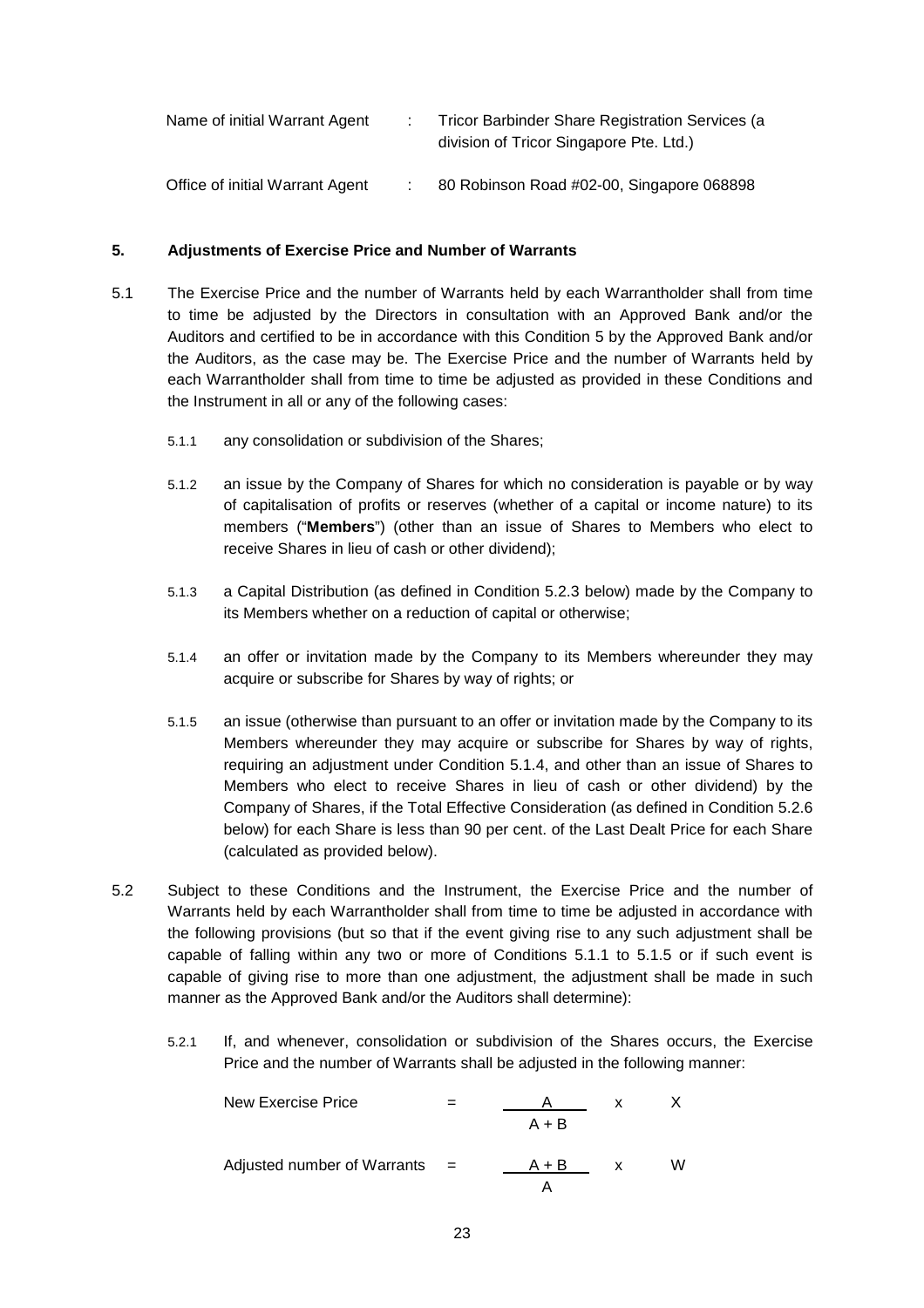| | | |
|---|---|---|
| Name of initial Warrant Agent | : | Tricor Barbinder Share Registration Services (a division of Tricor Singapore Pte. Ltd.) |
| Office of initial Warrant Agent | : | 80 Robinson Road #02-00, Singapore 068898 |

## 5. Adjustments of Exercise Price and Number of Warrants

5.1 The Exercise Price and the number of Warrants held by each Warrantholder shall from time to time be adjusted by the Directors in consultation with an Approved Bank and/or the Auditors and certified to be in accordance with this Condition 5 by the Approved Bank and/or the Auditors, as the case may be. The Exercise Price and the number of Warrants held by each Warrantholder shall from time to time be adjusted as provided in these Conditions and the Instrument in all or any of the following cases:

5.1.1 any consolidation or subdivision of the Shares;

5.1.2 an issue by the Company of Shares for which no consideration is payable or by way of capitalisation of profits or reserves (whether of a capital or income nature) to its members ("**Members**") (other than an issue of Shares to Members who elect to receive Shares in lieu of cash or other dividend);

5.1.3 a Capital Distribution (as defined in Condition 5.2.3 below) made by the Company to its Members whether on a reduction of capital or otherwise;

5.1.4 an offer or invitation made by the Company to its Members whereunder they may acquire or subscribe for Shares by way of rights; or

5.1.5 an issue (otherwise than pursuant to an offer or invitation made by the Company to its Members whereunder they may acquire or subscribe for Shares by way of rights, requiring an adjustment under Condition 5.1.4, and other than an issue of Shares to Members who elect to receive Shares in lieu of cash or other dividend) by the Company of Shares, if the Total Effective Consideration (as defined in Condition 5.2.6 below) for each Share is less than 90 per cent. of the Last Dealt Price for each Share (calculated as provided below).

5.2 Subject to these Conditions and the Instrument, the Exercise Price and the number of Warrants held by each Warrantholder shall from time to time be adjusted in accordance with the following provisions (but so that if the event giving rise to any such adjustment shall be capable of falling within any two or more of Conditions 5.1.1 to 5.1.5 or if such event is capable of giving rise to more than one adjustment, the adjustment shall be made in such manner as the Approved Bank and/or the Auditors shall determine):

5.2.1 If, and whenever, consolidation or subdivision of the Shares occurs, the Exercise Price and the number of Warrants shall be adjusted in the following manner:

$$\text{New Exercise Price} = \frac{A}{A + B} \times X$$

$$\text{Adjusted number of Warrants} = \frac{A + B}{A} \times W$$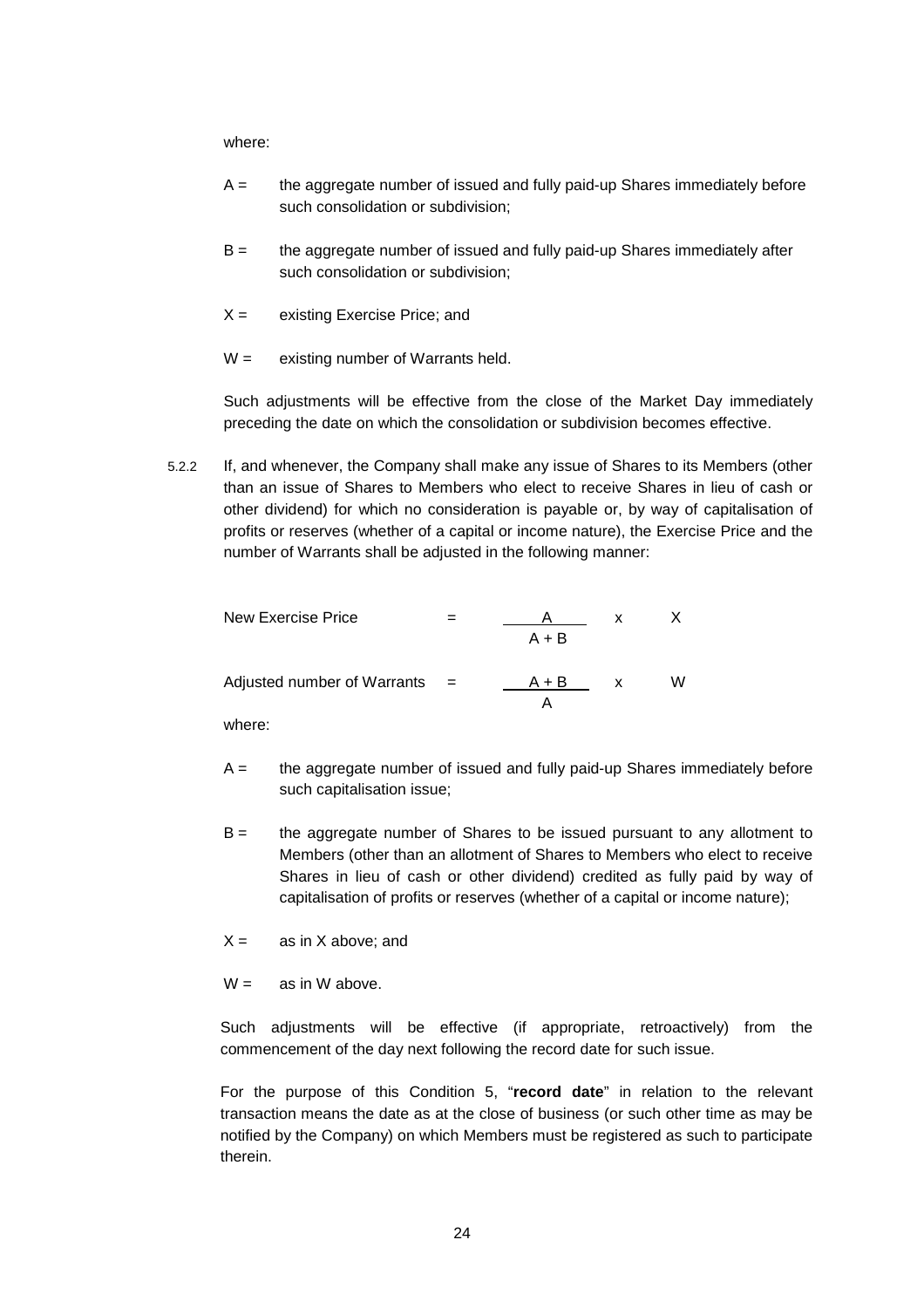where:

$A =$ the aggregate number of issued and fully paid-up Shares immediately before such consolidation or subdivision;

$B =$ the aggregate number of issued and fully paid-up Shares immediately after such consolidation or subdivision;

$X =$ existing Exercise Price; and

$W =$ existing number of Warrants held.

Such adjustments will be effective from the close of the Market Day immediately preceding the date on which the consolidation or subdivision becomes effective.

5.2.2 If, and whenever, the Company shall make any issue of Shares to its Members (other than an issue of Shares to Members who elect to receive Shares in lieu of cash or other dividend) for which no consideration is payable or, by way of capitalisation of profits or reserves (whether of a capital or income nature), the Exercise Price and the number of Warrants shall be adjusted in the following manner:

$$\text{New Exercise Price} = \frac{A}{A + B} \times X$$

$$\text{Adjusted number of Warrants} = \frac{A + B}{A} \times W$$

where:

$A =$ the aggregate number of issued and fully paid-up Shares immediately before such capitalisation issue;

$B =$ the aggregate number of Shares to be issued pursuant to any allotment to Members (other than an allotment of Shares to Members who elect to receive Shares in lieu of cash or other dividend) credited as fully paid by way of capitalisation of profits or reserves (whether of a capital or income nature);

$X =$ as in X above; and

$W =$ as in W above.

Such adjustments will be effective (if appropriate, retroactively) from the commencement of the day next following the record date for such issue.

For the purpose of this Condition 5, "**record date**" in relation to the relevant transaction means the date as at the close of business (or such other time as may be notified by the Company) on which Members must be registered as such to participate therein.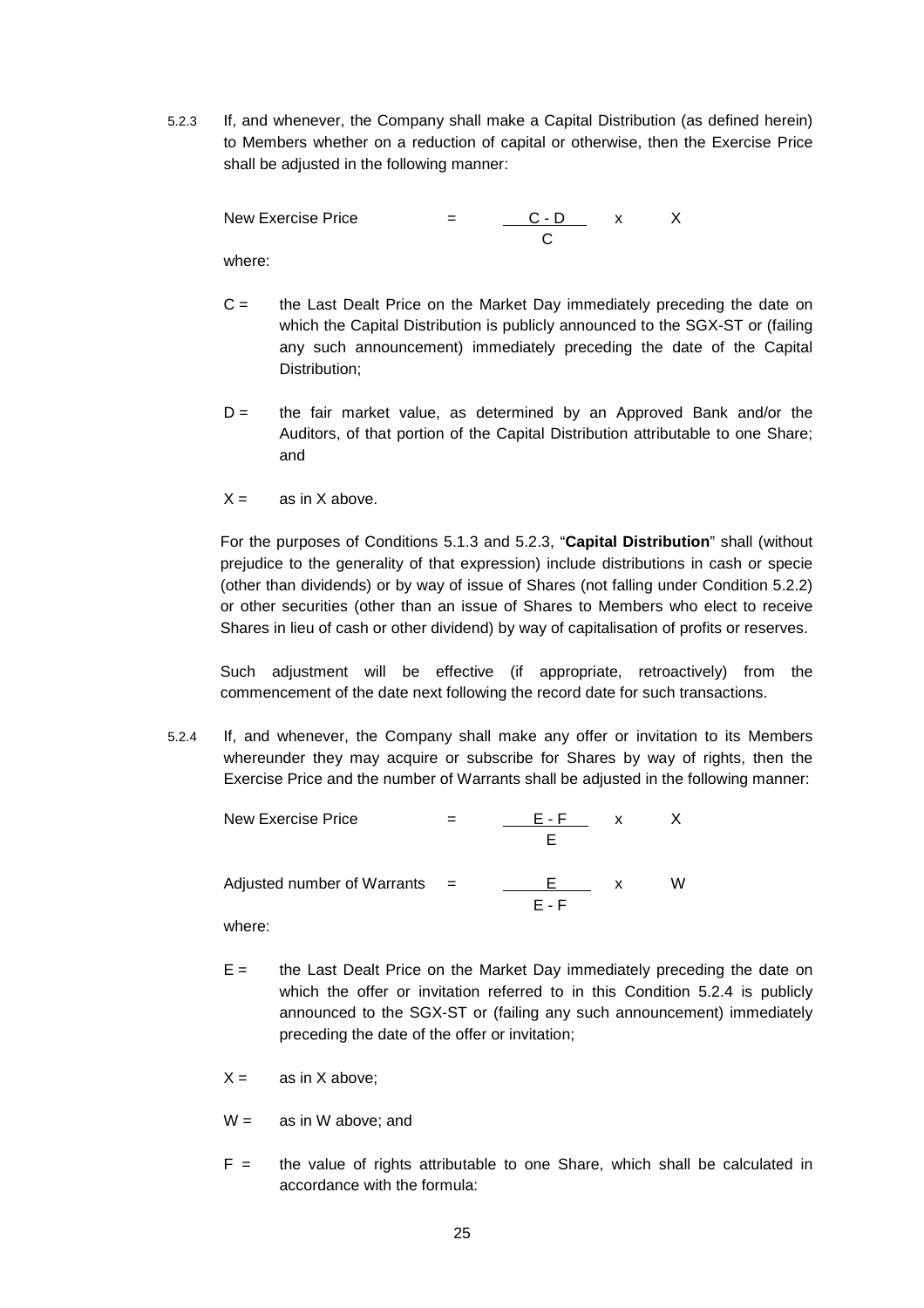5.2.3 If, and whenever, the Company shall make a Capital Distribution (as defined herein) to Members whether on a reduction of capital or otherwise, then the Exercise Price shall be adjusted in the following manner:

$$\text{New Exercise Price} = \frac{C - D}{C} \times X$$

where:

$C$ = the Last Dealt Price on the Market Day immediately preceding the date on which the Capital Distribution is publicly announced to the SGX-ST or (failing any such announcement) immediately preceding the date of the Capital Distribution;

$D$ = the fair market value, as determined by an Approved Bank and/or the Auditors, of that portion of the Capital Distribution attributable to one Share; and

$X$ = as in X above.

For the purposes of Conditions 5.1.3 and 5.2.3, "**Capital Distribution**" shall (without prejudice to the generality of that expression) include distributions in cash or specie (other than dividends) or by way of issue of Shares (not falling under Condition 5.2.2) or other securities (other than an issue of Shares to Members who elect to receive Shares in lieu of cash or other dividend) by way of capitalisation of profits or reserves.

Such adjustment will be effective (if appropriate, retroactively) from the commencement of the date next following the record date for such transactions.

5.2.4 If, and whenever, the Company shall make any offer or invitation to its Members whereunder they may acquire or subscribe for Shares by way of rights, then the Exercise Price and the number of Warrants shall be adjusted in the following manner:

$$\text{New Exercise Price} = \frac{E - F}{E} \times X$$

$$\text{Adjusted number of Warrants} = \frac{E}{E - F} \times W$$

where:

$E$ = the Last Dealt Price on the Market Day immediately preceding the date on which the offer or invitation referred to in this Condition 5.2.4 is publicly announced to the SGX-ST or (failing any such announcement) immediately preceding the date of the offer or invitation;

$X$ = as in X above;

$W$ = as in W above; and

$F$ = the value of rights attributable to one Share, which shall be calculated in accordance with the formula: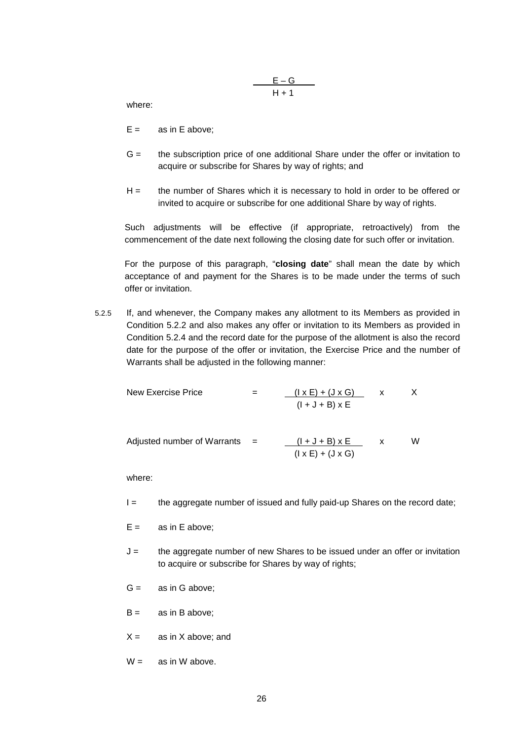$$\frac{E - G}{H + 1}$$

where:

$E =$ as in E above;

$G =$ the subscription price of one additional Share under the offer or invitation to acquire or subscribe for Shares by way of rights; and

$H =$ the number of Shares which it is necessary to hold in order to be offered or invited to acquire or subscribe for one additional Share by way of rights.

Such adjustments will be effective (if appropriate, retroactively) from the commencement of the date next following the closing date for such offer or invitation.

For the purpose of this paragraph, "**closing date**" shall mean the date by which acceptance of and payment for the Shares is to be made under the terms of such offer or invitation.

5.2.5 If, and whenever, the Company makes any allotment to its Members as provided in Condition 5.2.2 and also makes any offer or invitation to its Members as provided in Condition 5.2.4 and the record date for the purpose of the allotment is also the record date for the purpose of the offer or invitation, the Exercise Price and the number of Warrants shall be adjusted in the following manner:

$$\text{New Exercise Price} = \frac{(I \times E) + (J \times G)}{(I + J + B) \times E} \times X$$

$$\text{Adjusted number of Warrants} = \frac{(I + J + B) \times E}{(I \times E) + (J \times G)} \times W$$

where:

$I =$ the aggregate number of issued and fully paid-up Shares on the record date;

$E =$ as in E above;

$J =$ the aggregate number of new Shares to be issued under an offer or invitation to acquire or subscribe for Shares by way of rights;

$G =$ as in G above;

$B =$ as in B above;

$X =$ as in X above; and

$W =$ as in W above.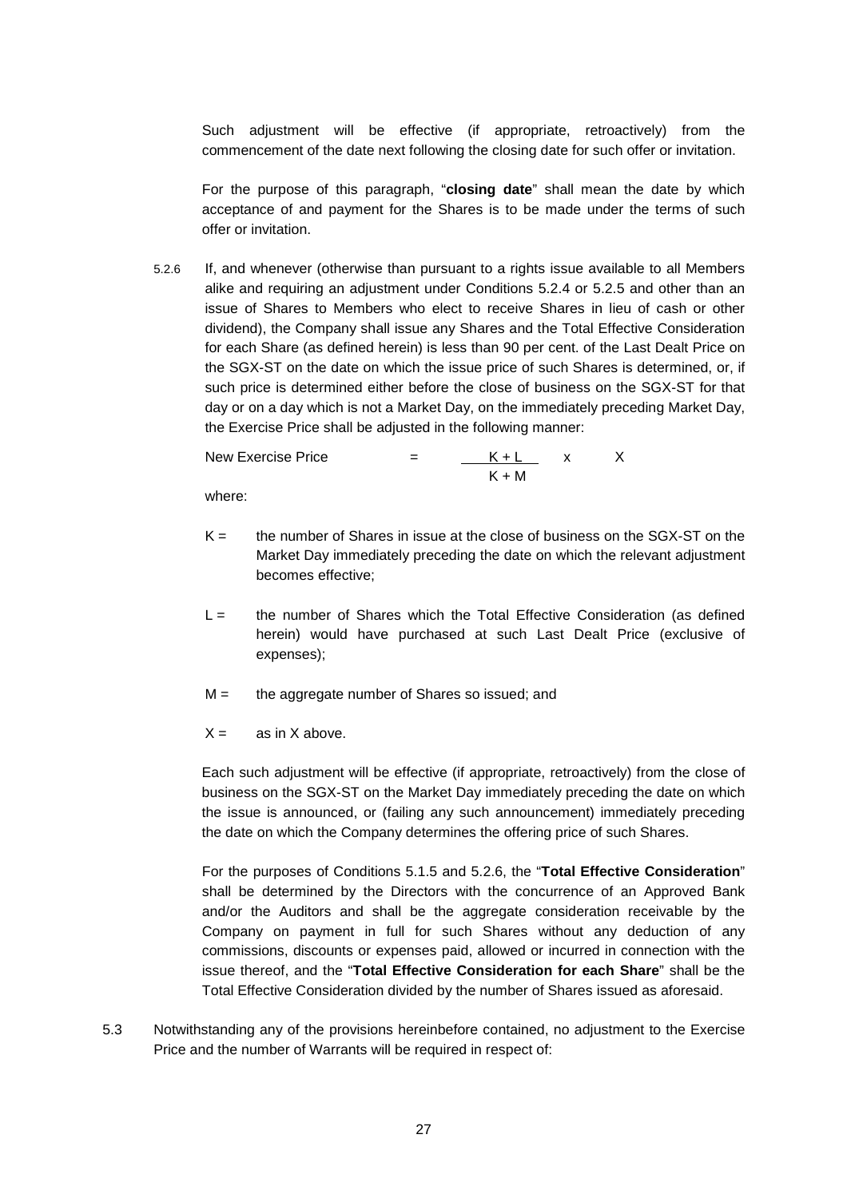Such adjustment will be effective (if appropriate, retroactively) from the commencement of the date next following the closing date for such offer or invitation.

For the purpose of this paragraph, "**closing date**" shall mean the date by which acceptance of and payment for the Shares is to be made under the terms of such offer or invitation.

5.2.6 If, and whenever (otherwise than pursuant to a rights issue available to all Members alike and requiring an adjustment under Conditions 5.2.4 or 5.2.5 and other than an issue of Shares to Members who elect to receive Shares in lieu of cash or other dividend), the Company shall issue any Shares and the Total Effective Consideration for each Share (as defined herein) is less than 90 per cent. of the Last Dealt Price on the SGX-ST on the date on which the issue price of such Shares is determined, or, if such price is determined either before the close of business on the SGX-ST for that day or on a day which is not a Market Day, on the immediately preceding Market Day, the Exercise Price shall be adjusted in the following manner:

$$\text{New Exercise Price} = \frac{K + L}{K + M} \times X$$

where:

K = the number of Shares in issue at the close of business on the SGX-ST on the Market Day immediately preceding the date on which the relevant adjustment becomes effective;

L = the number of Shares which the Total Effective Consideration (as defined herein) would have purchased at such Last Dealt Price (exclusive of expenses);

M = the aggregate number of Shares so issued; and

X = as in X above.

Each such adjustment will be effective (if appropriate, retroactively) from the close of business on the SGX-ST on the Market Day immediately preceding the date on which the issue is announced, or (failing any such announcement) immediately preceding the date on which the Company determines the offering price of such Shares.

For the purposes of Conditions 5.1.5 and 5.2.6, the "**Total Effective Consideration**" shall be determined by the Directors with the concurrence of an Approved Bank and/or the Auditors and shall be the aggregate consideration receivable by the Company on payment in full for such Shares without any deduction of any commissions, discounts or expenses paid, allowed or incurred in connection with the issue thereof, and the "**Total Effective Consideration for each Share**" shall be the Total Effective Consideration divided by the number of Shares issued as aforesaid.

5.3 Notwithstanding any of the provisions hereinbefore contained, no adjustment to the Exercise Price and the number of Warrants will be required in respect of: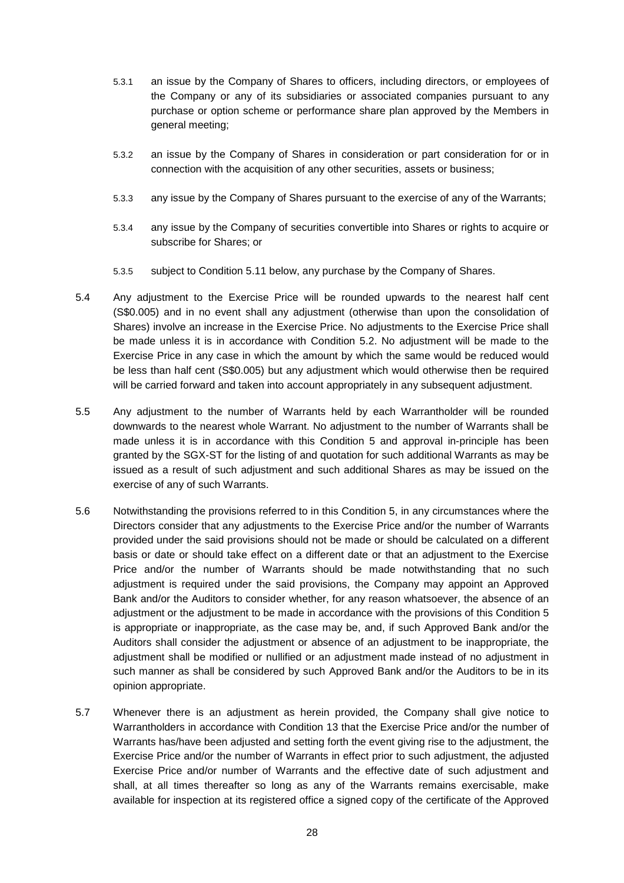5.3.1 an issue by the Company of Shares to officers, including directors, or employees of the Company or any of its subsidiaries or associated companies pursuant to any purchase or option scheme or performance share plan approved by the Members in general meeting;

5.3.2 an issue by the Company of Shares in consideration or part consideration for or in connection with the acquisition of any other securities, assets or business;

5.3.3 any issue by the Company of Shares pursuant to the exercise of any of the Warrants;

5.3.4 any issue by the Company of securities convertible into Shares or rights to acquire or subscribe for Shares; or

5.3.5 subject to Condition 5.11 below, any purchase by the Company of Shares.

5.4 Any adjustment to the Exercise Price will be rounded upwards to the nearest half cent (S$0.005) and in no event shall any adjustment (otherwise than upon the consolidation of Shares) involve an increase in the Exercise Price. No adjustments to the Exercise Price shall be made unless it is in accordance with Condition 5.2. No adjustment will be made to the Exercise Price in any case in which the amount by which the same would be reduced would be less than half cent (S$0.005) but any adjustment which would otherwise then be required will be carried forward and taken into account appropriately in any subsequent adjustment.

5.5 Any adjustment to the number of Warrants held by each Warrantholder will be rounded downwards to the nearest whole Warrant. No adjustment to the number of Warrants shall be made unless it is in accordance with this Condition 5 and approval in-principle has been granted by the SGX-ST for the listing of and quotation for such additional Warrants as may be issued as a result of such adjustment and such additional Shares as may be issued on the exercise of any of such Warrants.

5.6 Notwithstanding the provisions referred to in this Condition 5, in any circumstances where the Directors consider that any adjustments to the Exercise Price and/or the number of Warrants provided under the said provisions should not be made or should be calculated on a different basis or date or should take effect on a different date or that an adjustment to the Exercise Price and/or the number of Warrants should be made notwithstanding that no such adjustment is required under the said provisions, the Company may appoint an Approved Bank and/or the Auditors to consider whether, for any reason whatsoever, the absence of an adjustment or the adjustment to be made in accordance with the provisions of this Condition 5 is appropriate or inappropriate, as the case may be, and, if such Approved Bank and/or the Auditors shall consider the adjustment or absence of an adjustment to be inappropriate, the adjustment shall be modified or nullified or an adjustment made instead of no adjustment in such manner as shall be considered by such Approved Bank and/or the Auditors to be in its opinion appropriate.

5.7 Whenever there is an adjustment as herein provided, the Company shall give notice to Warrantholders in accordance with Condition 13 that the Exercise Price and/or the number of Warrants has/have been adjusted and setting forth the event giving rise to the adjustment, the Exercise Price and/or the number of Warrants in effect prior to such adjustment, the adjusted Exercise Price and/or number of Warrants and the effective date of such adjustment and shall, at all times thereafter so long as any of the Warrants remains exercisable, make available for inspection at its registered office a signed copy of the certificate of the Approved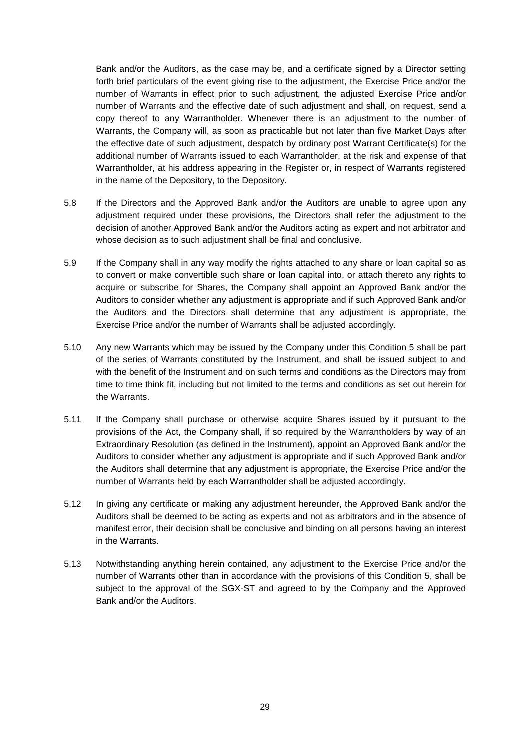Bank and/or the Auditors, as the case may be, and a certificate signed by a Director setting forth brief particulars of the event giving rise to the adjustment, the Exercise Price and/or the number of Warrants in effect prior to such adjustment, the adjusted Exercise Price and/or number of Warrants and the effective date of such adjustment and shall, on request, send a copy thereof to any Warrantholder. Whenever there is an adjustment to the number of Warrants, the Company will, as soon as practicable but not later than five Market Days after the effective date of such adjustment, despatch by ordinary post Warrant Certificate(s) for the additional number of Warrants issued to each Warrantholder, at the risk and expense of that Warrantholder, at his address appearing in the Register or, in respect of Warrants registered in the name of the Depository, to the Depository.

5.8 If the Directors and the Approved Bank and/or the Auditors are unable to agree upon any adjustment required under these provisions, the Directors shall refer the adjustment to the decision of another Approved Bank and/or the Auditors acting as expert and not arbitrator and whose decision as to such adjustment shall be final and conclusive.

5.9 If the Company shall in any way modify the rights attached to any share or loan capital so as to convert or make convertible such share or loan capital into, or attach thereto any rights to acquire or subscribe for Shares, the Company shall appoint an Approved Bank and/or the Auditors to consider whether any adjustment is appropriate and if such Approved Bank and/or the Auditors and the Directors shall determine that any adjustment is appropriate, the Exercise Price and/or the number of Warrants shall be adjusted accordingly.

5.10 Any new Warrants which may be issued by the Company under this Condition 5 shall be part of the series of Warrants constituted by the Instrument, and shall be issued subject to and with the benefit of the Instrument and on such terms and conditions as the Directors may from time to time think fit, including but not limited to the terms and conditions as set out herein for the Warrants.

5.11 If the Company shall purchase or otherwise acquire Shares issued by it pursuant to the provisions of the Act, the Company shall, if so required by the Warrantholders by way of an Extraordinary Resolution (as defined in the Instrument), appoint an Approved Bank and/or the Auditors to consider whether any adjustment is appropriate and if such Approved Bank and/or the Auditors shall determine that any adjustment is appropriate, the Exercise Price and/or the number of Warrants held by each Warrantholder shall be adjusted accordingly.

5.12 In giving any certificate or making any adjustment hereunder, the Approved Bank and/or the Auditors shall be deemed to be acting as experts and not as arbitrators and in the absence of manifest error, their decision shall be conclusive and binding on all persons having an interest in the Warrants.

5.13 Notwithstanding anything herein contained, any adjustment to the Exercise Price and/or the number of Warrants other than in accordance with the provisions of this Condition 5, shall be subject to the approval of the SGX-ST and agreed to by the Company and the Approved Bank and/or the Auditors.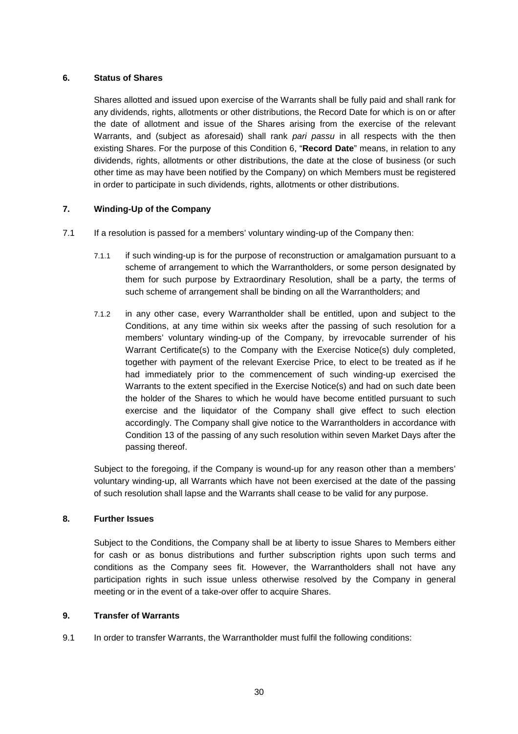## 6. Status of Shares

Shares allotted and issued upon exercise of the Warrants shall be fully paid and shall rank for any dividends, rights, allotments or other distributions, the Record Date for which is on or after the date of allotment and issue of the Shares arising from the exercise of the relevant Warrants, and (subject as aforesaid) shall rank *pari passu* in all respects with the then existing Shares. For the purpose of this Condition 6, "**Record Date**" means, in relation to any dividends, rights, allotments or other distributions, the date at the close of business (or such other time as may have been notified by the Company) on which Members must be registered in order to participate in such dividends, rights, allotments or other distributions.

## 7. Winding-Up of the Company

7.1 If a resolution is passed for a members' voluntary winding-up of the Company then:

7.1.1 if such winding-up is for the purpose of reconstruction or amalgamation pursuant to a scheme of arrangement to which the Warrantholders, or some person designated by them for such purpose by Extraordinary Resolution, shall be a party, the terms of such scheme of arrangement shall be binding on all the Warrantholders; and

7.1.2 in any other case, every Warrantholder shall be entitled, upon and subject to the Conditions, at any time within six weeks after the passing of such resolution for a members' voluntary winding-up of the Company, by irrevocable surrender of his Warrant Certificate(s) to the Company with the Exercise Notice(s) duly completed, together with payment of the relevant Exercise Price, to elect to be treated as if he had immediately prior to the commencement of such winding-up exercised the Warrants to the extent specified in the Exercise Notice(s) and had on such date been the holder of the Shares to which he would have become entitled pursuant to such exercise and the liquidator of the Company shall give effect to such election accordingly. The Company shall give notice to the Warrantholders in accordance with Condition 13 of the passing of any such resolution within seven Market Days after the passing thereof.

Subject to the foregoing, if the Company is wound-up for any reason other than a members' voluntary winding-up, all Warrants which have not been exercised at the date of the passing of such resolution shall lapse and the Warrants shall cease to be valid for any purpose.

## 8. Further Issues

Subject to the Conditions, the Company shall be at liberty to issue Shares to Members either for cash or as bonus distributions and further subscription rights upon such terms and conditions as the Company sees fit. However, the Warrantholders shall not have any participation rights in such issue unless otherwise resolved by the Company in general meeting or in the event of a take-over offer to acquire Shares.

## 9. Transfer of Warrants

9.1 In order to transfer Warrants, the Warrantholder must fulfil the following conditions: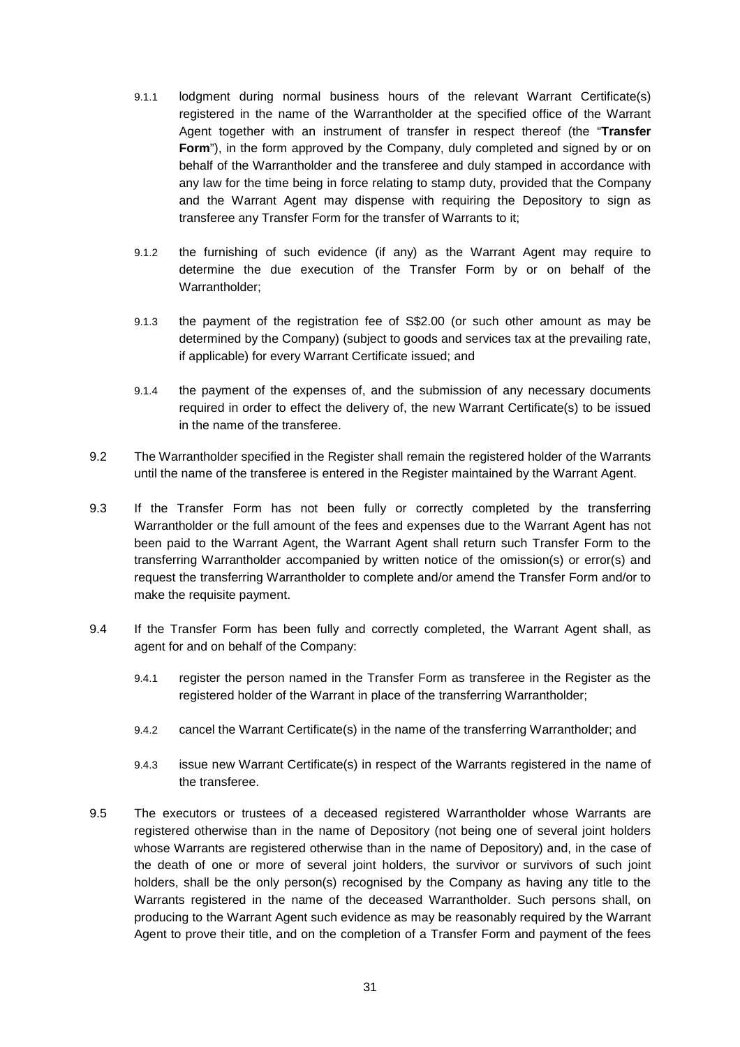9.1.1 lodgment during normal business hours of the relevant Warrant Certificate(s) registered in the name of the Warrantholder at the specified office of the Warrant Agent together with an instrument of transfer in respect thereof (the "**Transfer Form**"), in the form approved by the Company, duly completed and signed by or on behalf of the Warrantholder and the transferee and duly stamped in accordance with any law for the time being in force relating to stamp duty, provided that the Company and the Warrant Agent may dispense with requiring the Depository to sign as transferee any Transfer Form for the transfer of Warrants to it;

9.1.2 the furnishing of such evidence (if any) as the Warrant Agent may require to determine the due execution of the Transfer Form by or on behalf of the Warrantholder;

9.1.3 the payment of the registration fee of S$2.00 (or such other amount as may be determined by the Company) (subject to goods and services tax at the prevailing rate, if applicable) for every Warrant Certificate issued; and

9.1.4 the payment of the expenses of, and the submission of any necessary documents required in order to effect the delivery of, the new Warrant Certificate(s) to be issued in the name of the transferee.

9.2 The Warrantholder specified in the Register shall remain the registered holder of the Warrants until the name of the transferee is entered in the Register maintained by the Warrant Agent.

9.3 If the Transfer Form has not been fully or correctly completed by the transferring Warrantholder or the full amount of the fees and expenses due to the Warrant Agent has not been paid to the Warrant Agent, the Warrant Agent shall return such Transfer Form to the transferring Warrantholder accompanied by written notice of the omission(s) or error(s) and request the transferring Warrantholder to complete and/or amend the Transfer Form and/or to make the requisite payment.

9.4 If the Transfer Form has been fully and correctly completed, the Warrant Agent shall, as agent for and on behalf of the Company:

9.4.1 register the person named in the Transfer Form as transferee in the Register as the registered holder of the Warrant in place of the transferring Warrantholder;

9.4.2 cancel the Warrant Certificate(s) in the name of the transferring Warrantholder; and

9.4.3 issue new Warrant Certificate(s) in respect of the Warrants registered in the name of the transferee.

9.5 The executors or trustees of a deceased registered Warrantholder whose Warrants are registered otherwise than in the name of Depository (not being one of several joint holders whose Warrants are registered otherwise than in the name of Depository) and, in the case of the death of one or more of several joint holders, the survivor or survivors of such joint holders, shall be the only person(s) recognised by the Company as having any title to the Warrants registered in the name of the deceased Warrantholder. Such persons shall, on producing to the Warrant Agent such evidence as may be reasonably required by the Warrant Agent to prove their title, and on the completion of a Transfer Form and payment of the fees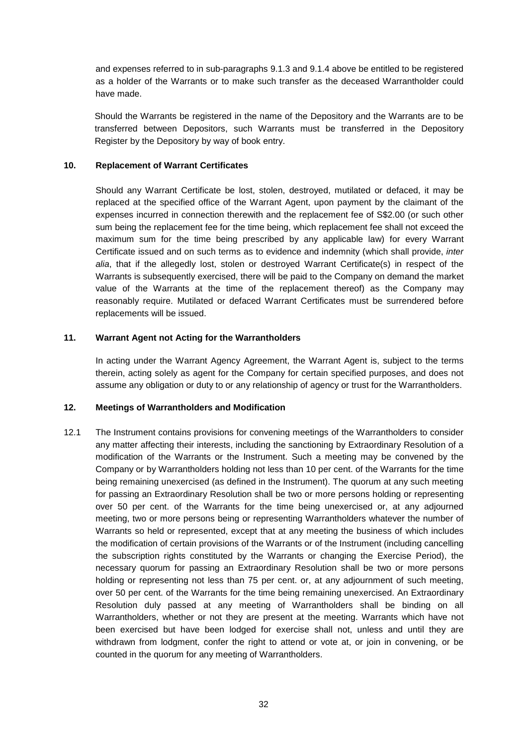and expenses referred to in sub-paragraphs 9.1.3 and 9.1.4 above be entitled to be registered as a holder of the Warrants or to make such transfer as the deceased Warrantholder could have made.

Should the Warrants be registered in the name of the Depository and the Warrants are to be transferred between Depositors, such Warrants must be transferred in the Depository Register by the Depository by way of book entry.

**10. Replacement of Warrant Certificates**

Should any Warrant Certificate be lost, stolen, destroyed, mutilated or defaced, it may be replaced at the specified office of the Warrant Agent, upon payment by the claimant of the expenses incurred in connection therewith and the replacement fee of S$2.00 (or such other sum being the replacement fee for the time being, which replacement fee shall not exceed the maximum sum for the time being prescribed by any applicable law) for every Warrant Certificate issued and on such terms as to evidence and indemnity (which shall provide, *inter alia*, that if the allegedly lost, stolen or destroyed Warrant Certificate(s) in respect of the Warrants is subsequently exercised, there will be paid to the Company on demand the market value of the Warrants at the time of the replacement thereof) as the Company may reasonably require. Mutilated or defaced Warrant Certificates must be surrendered before replacements will be issued.

**11. Warrant Agent not Acting for the Warrantholders**

In acting under the Warrant Agency Agreement, the Warrant Agent is, subject to the terms therein, acting solely as agent for the Company for certain specified purposes, and does not assume any obligation or duty to or any relationship of agency or trust for the Warrantholders.

**12. Meetings of Warrantholders and Modification**

12.1 The Instrument contains provisions for convening meetings of the Warrantholders to consider any matter affecting their interests, including the sanctioning by Extraordinary Resolution of a modification of the Warrants or the Instrument. Such a meeting may be convened by the Company or by Warrantholders holding not less than 10 per cent. of the Warrants for the time being remaining unexercised (as defined in the Instrument). The quorum at any such meeting for passing an Extraordinary Resolution shall be two or more persons holding or representing over 50 per cent. of the Warrants for the time being unexercised or, at any adjourned meeting, two or more persons being or representing Warrantholders whatever the number of Warrants so held or represented, except that at any meeting the business of which includes the modification of certain provisions of the Warrants or of the Instrument (including cancelling the subscription rights constituted by the Warrants or changing the Exercise Period), the necessary quorum for passing an Extraordinary Resolution shall be two or more persons holding or representing not less than 75 per cent. or, at any adjournment of such meeting, over 50 per cent. of the Warrants for the time being remaining unexercised. An Extraordinary Resolution duly passed at any meeting of Warrantholders shall be binding on all Warrantholders, whether or not they are present at the meeting. Warrants which have not been exercised but have been lodged for exercise shall not, unless and until they are withdrawn from lodgment, confer the right to attend or vote at, or join in convening, or be counted in the quorum for any meeting of Warrantholders.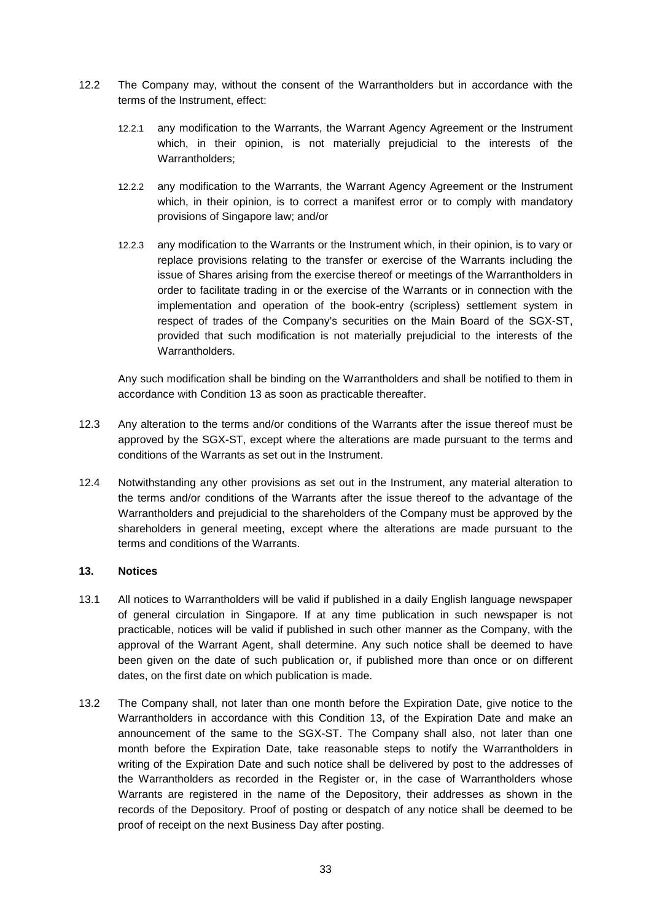12.2 The Company may, without the consent of the Warrantholders but in accordance with the terms of the Instrument, effect:

12.2.1 any modification to the Warrants, the Warrant Agency Agreement or the Instrument which, in their opinion, is not materially prejudicial to the interests of the Warrantholders;

12.2.2 any modification to the Warrants, the Warrant Agency Agreement or the Instrument which, in their opinion, is to correct a manifest error or to comply with mandatory provisions of Singapore law; and/or

12.2.3 any modification to the Warrants or the Instrument which, in their opinion, is to vary or replace provisions relating to the transfer or exercise of the Warrants including the issue of Shares arising from the exercise thereof or meetings of the Warrantholders in order to facilitate trading in or the exercise of the Warrants or in connection with the implementation and operation of the book-entry (scripless) settlement system in respect of trades of the Company's securities on the Main Board of the SGX-ST, provided that such modification is not materially prejudicial to the interests of the Warrantholders.

Any such modification shall be binding on the Warrantholders and shall be notified to them in accordance with Condition 13 as soon as practicable thereafter.

12.3 Any alteration to the terms and/or conditions of the Warrants after the issue thereof must be approved by the SGX-ST, except where the alterations are made pursuant to the terms and conditions of the Warrants as set out in the Instrument.

12.4 Notwithstanding any other provisions as set out in the Instrument, any material alteration to the terms and/or conditions of the Warrants after the issue thereof to the advantage of the Warrantholders and prejudicial to the shareholders of the Company must be approved by the shareholders in general meeting, except where the alterations are made pursuant to the terms and conditions of the Warrants.

**13. Notices**

13.1 All notices to Warrantholders will be valid if published in a daily English language newspaper of general circulation in Singapore. If at any time publication in such newspaper is not practicable, notices will be valid if published in such other manner as the Company, with the approval of the Warrant Agent, shall determine. Any such notice shall be deemed to have been given on the date of such publication or, if published more than once or on different dates, on the first date on which publication is made.

13.2 The Company shall, not later than one month before the Expiration Date, give notice to the Warrantholders in accordance with this Condition 13, of the Expiration Date and make an announcement of the same to the SGX-ST. The Company shall also, not later than one month before the Expiration Date, take reasonable steps to notify the Warrantholders in writing of the Expiration Date and such notice shall be delivered by post to the addresses of the Warrantholders as recorded in the Register or, in the case of Warrantholders whose Warrants are registered in the name of the Depository, their addresses as shown in the records of the Depository. Proof of posting or despatch of any notice shall be deemed to be proof of receipt on the next Business Day after posting.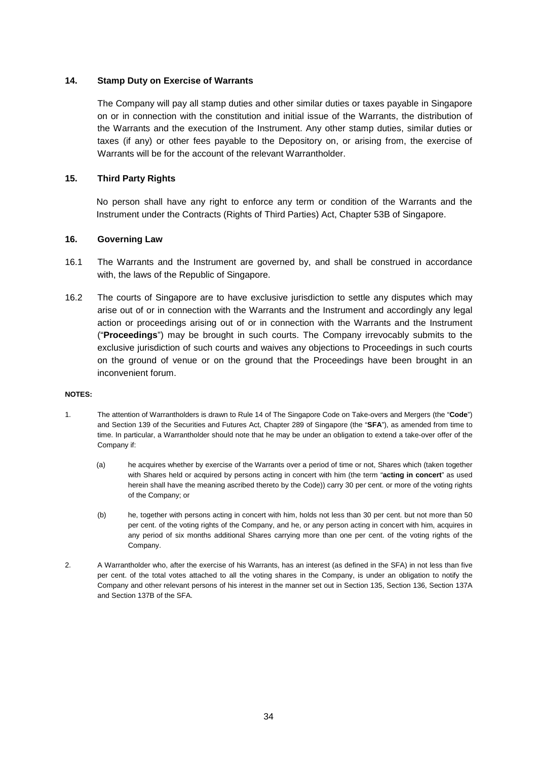### 14. Stamp Duty on Exercise of Warrants

The Company will pay all stamp duties and other similar duties or taxes payable in Singapore on or in connection with the constitution and initial issue of the Warrants, the distribution of the Warrants and the execution of the Instrument. Any other stamp duties, similar duties or taxes (if any) or other fees payable to the Depository on, or arising from, the exercise of Warrants will be for the account of the relevant Warrantholder.

### 15. Third Party Rights

No person shall have any right to enforce any term or condition of the Warrants and the Instrument under the Contracts (Rights of Third Parties) Act, Chapter 53B of Singapore.

### 16. Governing Law

16.1 The Warrants and the Instrument are governed by, and shall be construed in accordance with, the laws of the Republic of Singapore.

16.2 The courts of Singapore are to have exclusive jurisdiction to settle any disputes which may arise out of or in connection with the Warrants and the Instrument and accordingly any legal action or proceedings arising out of or in connection with the Warrants and the Instrument ("**Proceedings**") may be brought in such courts. The Company irrevocably submits to the exclusive jurisdiction of such courts and waives any objections to Proceedings in such courts on the ground of venue or on the ground that the Proceedings have been brought in an inconvenient forum.

**NOTES:**

1. The attention of Warrantholders is drawn to Rule 14 of The Singapore Code on Take-overs and Mergers (the "**Code**") and Section 139 of the Securities and Futures Act, Chapter 289 of Singapore (the "**SFA**"), as amended from time to time. In particular, a Warrantholder should note that he may be under an obligation to extend a take-over offer of the Company if:

   (a) he acquires whether by exercise of the Warrants over a period of time or not, Shares which (taken together with Shares held or acquired by persons acting in concert with him (the term "**acting in concert**" as used herein shall have the meaning ascribed thereto by the Code)) carry 30 per cent. or more of the voting rights of the Company; or

   (b) he, together with persons acting in concert with him, holds not less than 30 per cent. but not more than 50 per cent. of the voting rights of the Company, and he, or any person acting in concert with him, acquires in any period of six months additional Shares carrying more than one per cent. of the voting rights of the Company.

2. A Warrantholder who, after the exercise of his Warrants, has an interest (as defined in the SFA) in not less than five per cent. of the total votes attached to all the voting shares in the Company, is under an obligation to notify the Company and other relevant persons of his interest in the manner set out in Section 135, Section 136, Section 137A and Section 137B of the SFA.